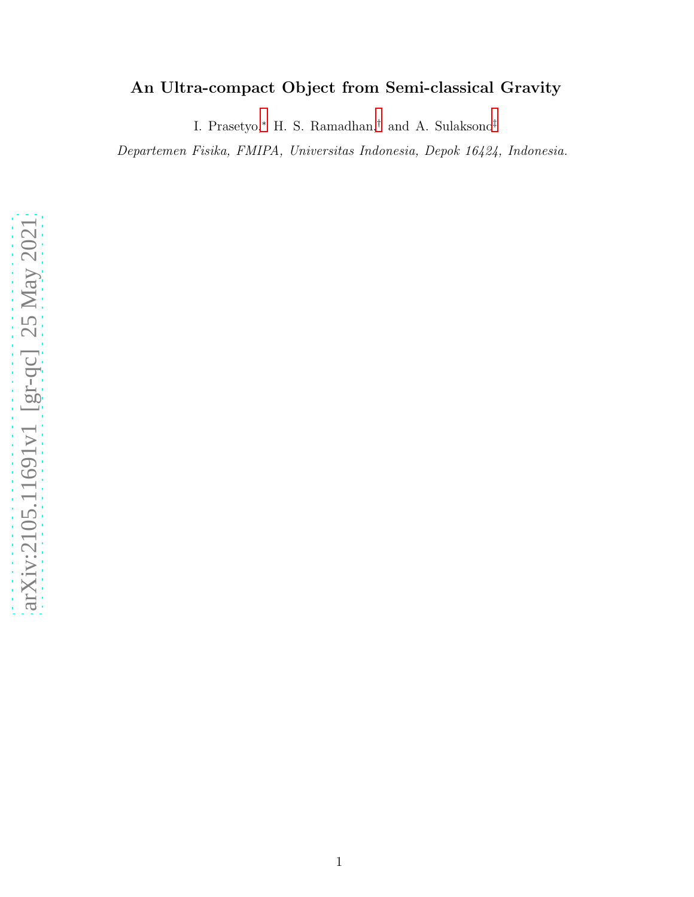# An Ultra-compact Object from Semi-classical Gravity

I. Prasetyo,[*] H. S. Ramadhan,[†] and A. Sulaksono[‡]

*Departemen Fisika, FMIPA, Universitas Indonesia, Depok 16424, Indonesia.*

arXiv:2105.11691v1 [gr-qc] 25 May 2021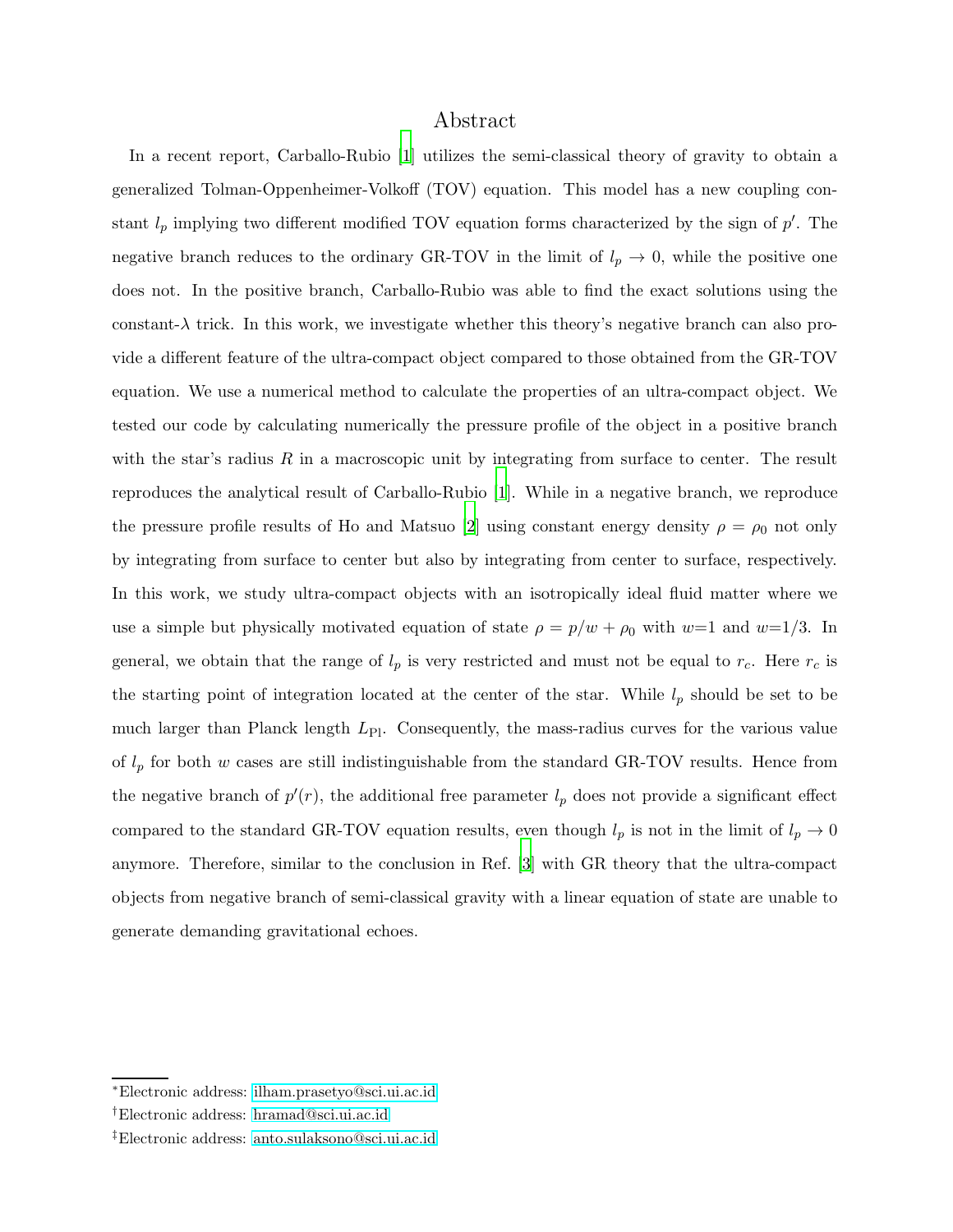## Abstract

In a recent report, Carballo-Rubio [1] utilizes the semi-classical theory of gravity to obtain a generalized Tolman-Oppenheimer-Volkoff (TOV) equation. This model has a new coupling constant $l_p$ implying two different modified TOV equation forms characterized by the sign of $p'$. The negative branch reduces to the ordinary GR-TOV in the limit of $l_p \to 0$, while the positive one does not. In the positive branch, Carballo-Rubio was able to find the exact solutions using the constant-$\lambda$ trick. In this work, we investigate whether this theory's negative branch can also provide a different feature of the ultra-compact object compared to those obtained from the GR-TOV equation. We use a numerical method to calculate the properties of an ultra-compact object. We tested our code by calculating numerically the pressure profile of the object in a positive branch with the star's radius $R$ in a macroscopic unit by integrating from surface to center. The result reproduces the analytical result of Carballo-Rubio [1]. While in a negative branch, we reproduce the pressure profile results of Ho and Matsuo [2] using constant energy density $\rho = \rho_0$ not only by integrating from surface to center but also by integrating from center to surface, respectively. In this work, we study ultra-compact objects with an isotropically ideal fluid matter where we use a simple but physically motivated equation of state $\rho = p/w + \rho_0$ with $w$=1 and $w$=1/3. In general, we obtain that the range of $l_p$ is very restricted and must not be equal to $r_c$. Here $r_c$ is the starting point of integration located at the center of the star. While $l_p$ should be set to be much larger than Planck length $L_{\text{Pl}}$. Consequently, the mass-radius curves for the various value of $l_p$ for both $w$ cases are still indistinguishable from the standard GR-TOV results. Hence from the negative branch of $p'(r)$, the additional free parameter $l_p$ does not provide a significant effect compared to the standard GR-TOV equation results, even though $l_p$ is not in the limit of $l_p \to 0$ anymore. Therefore, similar to the conclusion in Ref. [3] with GR theory that the ultra-compact objects from negative branch of semi-classical gravity with a linear equation of state are unable to generate demanding gravitational echoes.

---

*Electronic address: ilham.prasetyo@sci.ui.ac.id

†Electronic address: hramad@sci.ui.ac.id

‡Electronic address: anto.sulaksono@sci.ui.ac.id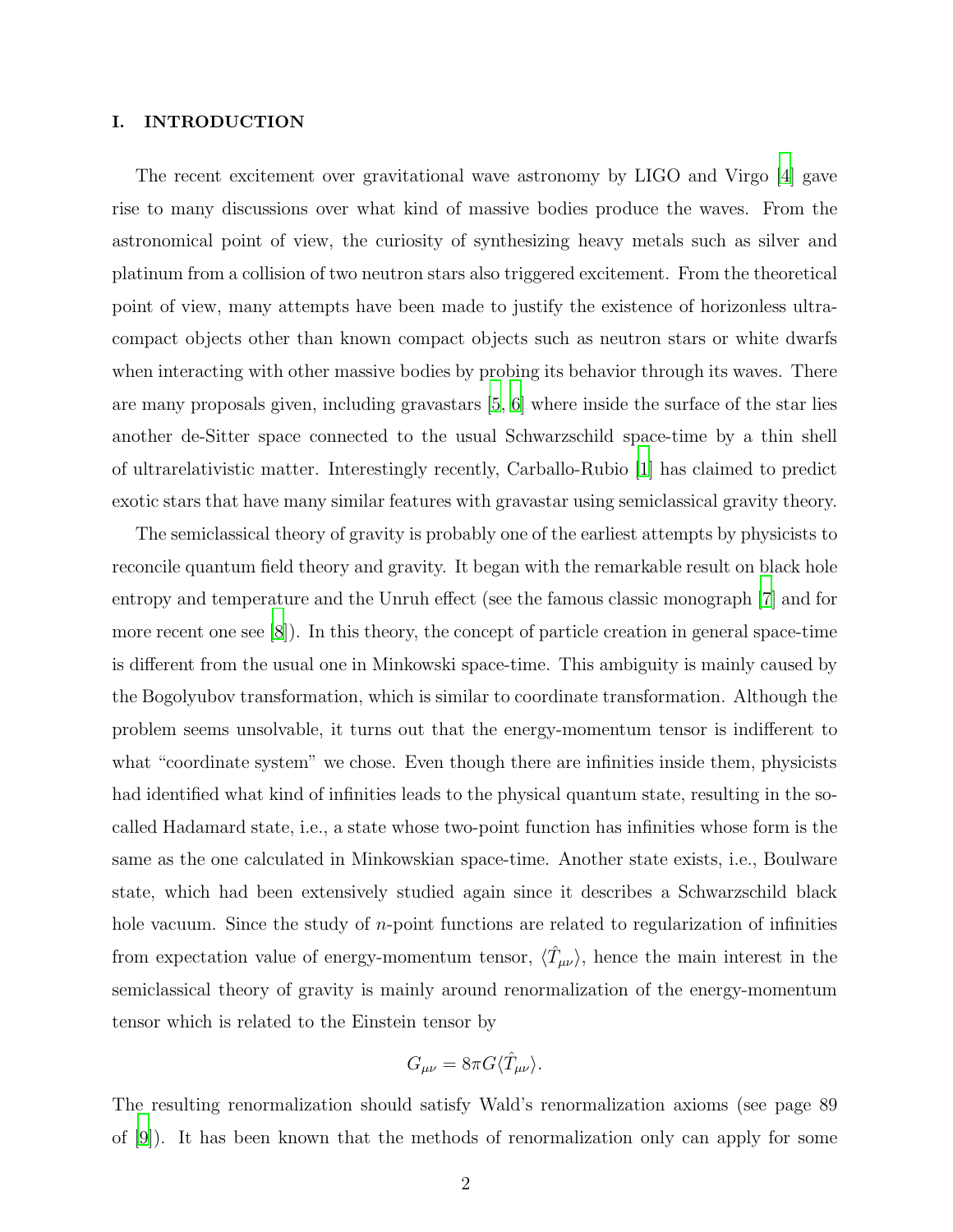## I. INTRODUCTION

The recent excitement over gravitational wave astronomy by LIGO and Virgo [4] gave rise to many discussions over what kind of massive bodies produce the waves. From the astronomical point of view, the curiosity of synthesizing heavy metals such as silver and platinum from a collision of two neutron stars also triggered excitement. From the theoretical point of view, many attempts have been made to justify the existence of horizonless ultra-compact objects other than known compact objects such as neutron stars or white dwarfs when interacting with other massive bodies by probing its behavior through its waves. There are many proposals given, including gravastars [5, 6] where inside the surface of the star lies another de-Sitter space connected to the usual Schwarzschild space-time by a thin shell of ultrarelativistic matter. Interestingly recently, Carballo-Rubio [1] has claimed to predict exotic stars that have many similar features with gravastar using semiclassical gravity theory.

The semiclassical theory of gravity is probably one of the earliest attempts by physicists to reconcile quantum field theory and gravity. It began with the remarkable result on black hole entropy and temperature and the Unruh effect (see the famous classic monograph [7] and for more recent one see [8]). In this theory, the concept of particle creation in general space-time is different from the usual one in Minkowski space-time. This ambiguity is mainly caused by the Bogolyubov transformation, which is similar to coordinate transformation. Although the problem seems unsolvable, it turns out that the energy-momentum tensor is indifferent to what "coordinate system" we chose. Even though there are infinities inside them, physicists had identified what kind of infinities leads to the physical quantum state, resulting in the so-called Hadamard state, i.e., a state whose two-point function has infinities whose form is the same as the one calculated in Minkowskian space-time. Another state exists, i.e., Boulware state, which had been extensively studied again since it describes a Schwarzschild black hole vacuum. Since the study of $n$-point functions are related to regularization of infinities from expectation value of energy-momentum tensor, $\langle \hat{T}_{\mu\nu} \rangle$, hence the main interest in the semiclassical theory of gravity is mainly around renormalization of the energy-momentum tensor which is related to the Einstein tensor by

$$G_{\mu\nu} = 8\pi G \langle \hat{T}_{\mu\nu} \rangle.$$

The resulting renormalization should satisfy Wald's renormalization axioms (see page 89 of [9]). It has been known that the methods of renormalization only can apply for some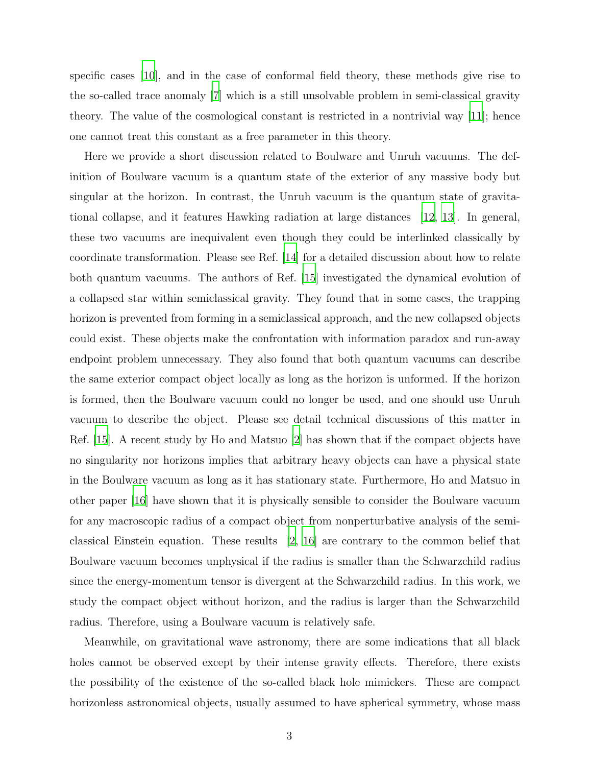specific cases [10], and in the case of conformal field theory, these methods give rise to the so-called trace anomaly [7] which is a still unsolvable problem in semi-classical gravity theory. The value of the cosmological constant is restricted in a nontrivial way [11]; hence one cannot treat this constant as a free parameter in this theory.

Here we provide a short discussion related to Boulware and Unruh vacuums. The definition of Boulware vacuum is a quantum state of the exterior of any massive body but singular at the horizon. In contrast, the Unruh vacuum is the quantum state of gravitational collapse, and it features Hawking radiation at large distances [12, 13]. In general, these two vacuums are inequivalent even though they could be interlinked classically by coordinate transformation. Please see Ref. [14] for a detailed discussion about how to relate both quantum vacuums. The authors of Ref. [15] investigated the dynamical evolution of a collapsed star within semiclassical gravity. They found that in some cases, the trapping horizon is prevented from forming in a semiclassical approach, and the new collapsed objects could exist. These objects make the confrontation with information paradox and run-away endpoint problem unnecessary. They also found that both quantum vacuums can describe the same exterior compact object locally as long as the horizon is unformed. If the horizon is formed, then the Boulware vacuum could no longer be used, and one should use Unruh vacuum to describe the object. Please see detail technical discussions of this matter in Ref. [15]. A recent study by Ho and Matsuo [2] has shown that if the compact objects have no singularity nor horizons implies that arbitrary heavy objects can have a physical state in the Boulware vacuum as long as it has stationary state. Furthermore, Ho and Matsuo in other paper [16] have shown that it is physically sensible to consider the Boulware vacuum for any macroscopic radius of a compact object from nonperturbative analysis of the semi-classical Einstein equation. These results [2, 16] are contrary to the common belief that Boulware vacuum becomes unphysical if the radius is smaller than the Schwarzchild radius since the energy-momentum tensor is divergent at the Schwarzchild radius. In this work, we study the compact object without horizon, and the radius is larger than the Schwarzchild radius. Therefore, using a Boulware vacuum is relatively safe.

Meanwhile, on gravitational wave astronomy, there are some indications that all black holes cannot be observed except by their intense gravity effects. Therefore, there exists the possibility of the existence of the so-called black hole mimickers. These are compact horizonless astronomical objects, usually assumed to have spherical symmetry, whose mass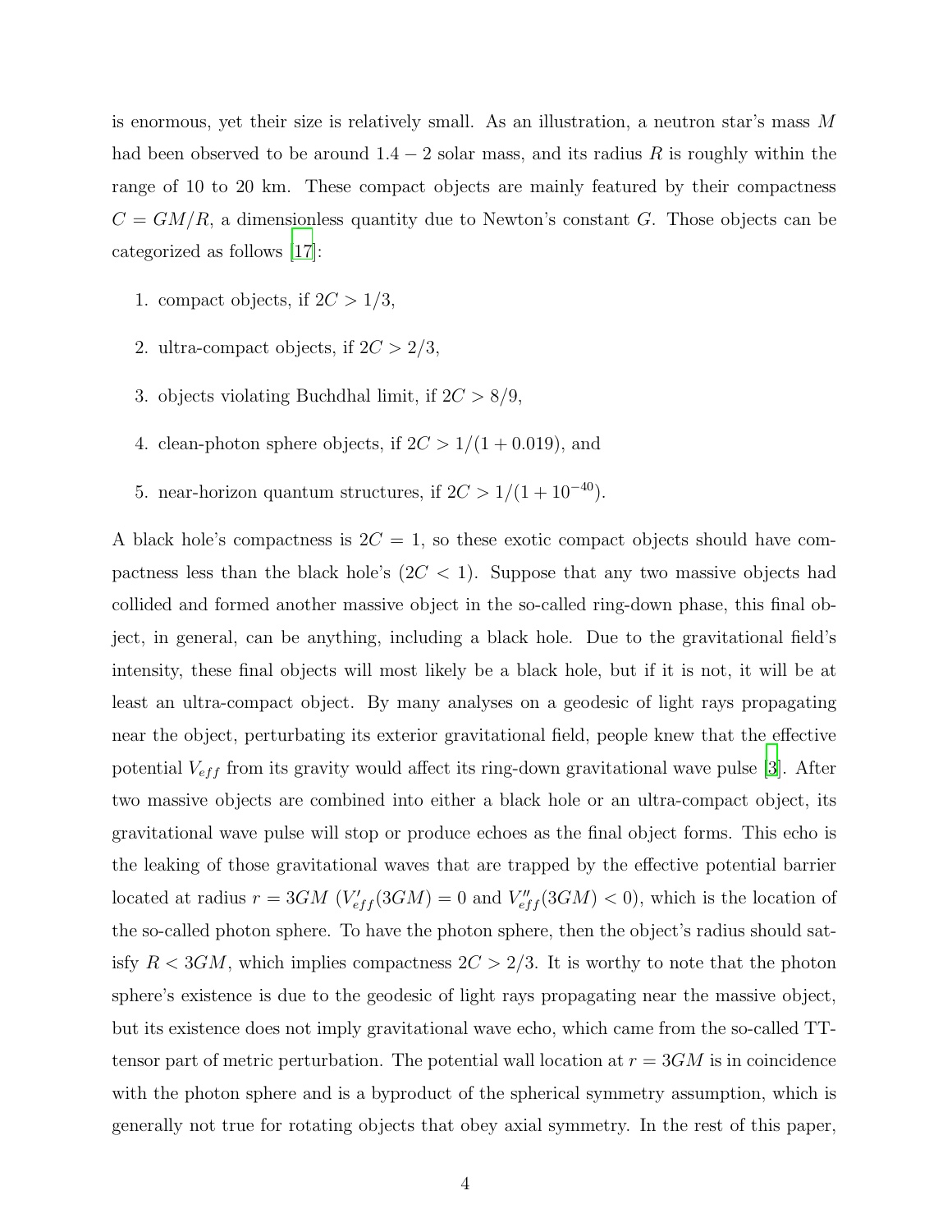is enormous, yet their size is relatively small. As an illustration, a neutron star's mass $M$ had been observed to be around $1.4 - 2$ solar mass, and its radius $R$ is roughly within the range of 10 to 20 km. These compact objects are mainly featured by their compactness $C = GM/R$, a dimensionless quantity due to Newton's constant $G$. Those objects can be categorized as follows [17]:

1. compact objects, if $2C > 1/3$,
2. ultra-compact objects, if $2C > 2/3$,
3. objects violating Buchdhal limit, if $2C > 8/9$,
4. clean-photon sphere objects, if $2C > 1/(1 + 0.019)$, and
5. near-horizon quantum structures, if $2C > 1/(1 + 10^{-40})$.

A black hole's compactness is $2C = 1$, so these exotic compact objects should have compactness less than the black hole's ($2C < 1$). Suppose that any two massive objects had collided and formed another massive object in the so-called ring-down phase, this final object, in general, can be anything, including a black hole. Due to the gravitational field's intensity, these final objects will most likely be a black hole, but if it is not, it will be at least an ultra-compact object. By many analyses on a geodesic of light rays propagating near the object, perturbating its exterior gravitational field, people knew that the effective potential $V_{eff}$ from its gravity would affect its ring-down gravitational wave pulse [3]. After two massive objects are combined into either a black hole or an ultra-compact object, its gravitational wave pulse will stop or produce echoes as the final object forms. This echo is the leaking of those gravitational waves that are trapped by the effective potential barrier located at radius $r = 3GM$ ($V'_{eff}(3GM) = 0$ and $V''_{eff}(3GM) < 0$), which is the location of the so-called photon sphere. To have the photon sphere, then the object's radius should satisfy $R < 3GM$, which implies compactness $2C > 2/3$. It is worthy to note that the photon sphere's existence is due to the geodesic of light rays propagating near the massive object, but its existence does not imply gravitational wave echo, which came from the so-called TT-tensor part of metric perturbation. The potential wall location at $r = 3GM$ is in coincidence with the photon sphere and is a byproduct of the spherical symmetry assumption, which is generally not true for rotating objects that obey axial symmetry. In the rest of this paper,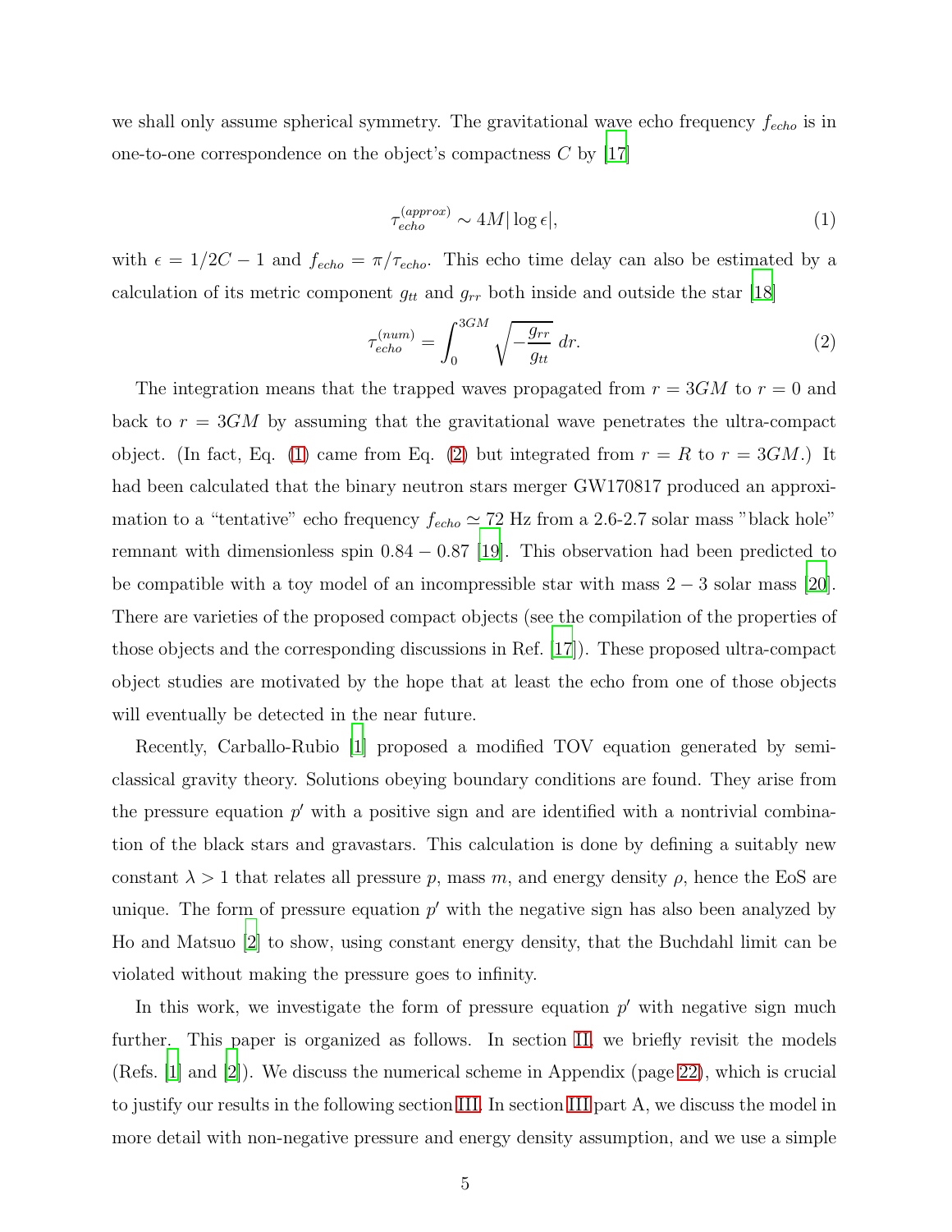we shall only assume spherical symmetry. The gravitational wave echo frequency $f_{echo}$ is in one-to-one correspondence on the object's compactness $C$ by [17]

$$\tau_{echo}^{(approx)} \sim 4M|\log \epsilon|, \tag{1}$$

with $\epsilon = 1/2C - 1$ and $f_{echo} = \pi/\tau_{echo}$. This echo time delay can also be estimated by a calculation of its metric component $g_{tt}$ and $g_{rr}$ both inside and outside the star [18]

$$\tau_{echo}^{(num)} = \int_0^{3GM} \sqrt{-\frac{g_{rr}}{g_{tt}}}\ dr. \tag{2}$$

The integration means that the trapped waves propagated from $r = 3GM$ to $r = 0$ and back to $r = 3GM$ by assuming that the gravitational wave penetrates the ultra-compact object. (In fact, Eq. (1) came from Eq. (2) but integrated from $r = R$ to $r = 3GM$.) It had been calculated that the binary neutron stars merger GW170817 produced an approximation to a "tentative" echo frequency $f_{echo} \simeq 72$ Hz from a 2.6-2.7 solar mass "black hole" remnant with dimensionless spin $0.84 - 0.87$ [19]. This observation had been predicted to be compatible with a toy model of an incompressible star with mass $2 - 3$ solar mass [20]. There are varieties of the proposed compact objects (see the compilation of the properties of those objects and the corresponding discussions in Ref. [17]). These proposed ultra-compact object studies are motivated by the hope that at least the echo from one of those objects will eventually be detected in the near future.

Recently, Carballo-Rubio [1] proposed a modified TOV equation generated by semi-classical gravity theory. Solutions obeying boundary conditions are found. They arise from the pressure equation $p'$ with a positive sign and are identified with a nontrivial combination of the black stars and gravastars. This calculation is done by defining a suitably new constant $\lambda > 1$ that relates all pressure $p$, mass $m$, and energy density $\rho$, hence the EoS are unique. The form of pressure equation $p'$ with the negative sign has also been analyzed by Ho and Matsuo [2] to show, using constant energy density, that the Buchdahl limit can be violated without making the pressure goes to infinity.

In this work, we investigate the form of pressure equation $p'$ with negative sign much further. This paper is organized as follows. In section II, we briefly revisit the models (Refs. [1] and [2]). We discuss the numerical scheme in Appendix (page 22), which is crucial to justify our results in the following section III. In section III part A, we discuss the model in more detail with non-negative pressure and energy density assumption, and we use a simple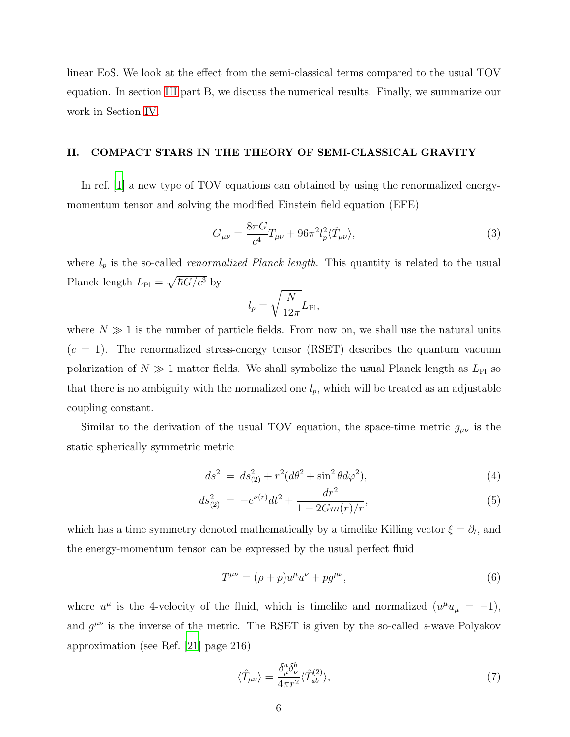linear EoS. We look at the effect from the semi-classical terms compared to the usual TOV equation. In section III part B, we discuss the numerical results. Finally, we summarize our work in Section IV.

## II. COMPACT STARS IN THE THEORY OF SEMI-CLASSICAL GRAVITY

In ref. [1] a new type of TOV equations can obtained by using the renormalized energy-momentum tensor and solving the modified Einstein field equation (EFE)

$$G_{\mu\nu} = \frac{8\pi G}{c^4} T_{\mu\nu} + 96\pi^2 l_p^2 \langle \hat{T}_{\mu\nu} \rangle, \tag{3}$$

where $l_p$ is the so-called *renormalized Planck length*. This quantity is related to the usual Planck length $L_{\rm Pl} = \sqrt{\hbar G/c^3}$ by

$$l_p = \sqrt{\frac{N}{12\pi}} L_{\rm Pl},$$

where $N \gg 1$ is the number of particle fields. From now on, we shall use the natural units ($c = 1$). The renormalized stress-energy tensor (RSET) describes the quantum vacuum polarization of $N \gg 1$ matter fields. We shall symbolize the usual Planck length as $L_{\rm Pl}$ so that there is no ambiguity with the normalized one $l_p$, which will be treated as an adjustable coupling constant.

Similar to the derivation of the usual TOV equation, the space-time metric $g_{\mu\nu}$ is the static spherically symmetric metric

$$ds^2 = ds^2_{(2)} + r^2(d\theta^2 + \sin^2\theta d\varphi^2), \tag{4}$$

$$ds^2_{(2)} = -e^{\nu(r)} dt^2 + \frac{dr^2}{1 - 2Gm(r)/r}, \tag{5}$$

which has a time symmetry denoted mathematically by a timelike Killing vector $\xi = \partial_t$, and the energy-momentum tensor can be expressed by the usual perfect fluid

$$T^{\mu\nu} = (\rho + p) u^\mu u^\nu + p g^{\mu\nu}, \tag{6}$$

where $u^\mu$ is the 4-velocity of the fluid, which is timelike and normalized ($u^\mu u_\mu = -1$), and $g^{\mu\nu}$ is the inverse of the metric. The RSET is given by the so-called $s$-wave Polyakov approximation (see Ref. [21] page 216)

$$\langle \hat{T}_{\mu\nu} \rangle = \frac{\delta^a_\mu \delta^b_\nu}{4\pi r^2} \langle \hat{T}^{(2)}_{ab} \rangle, \tag{7}$$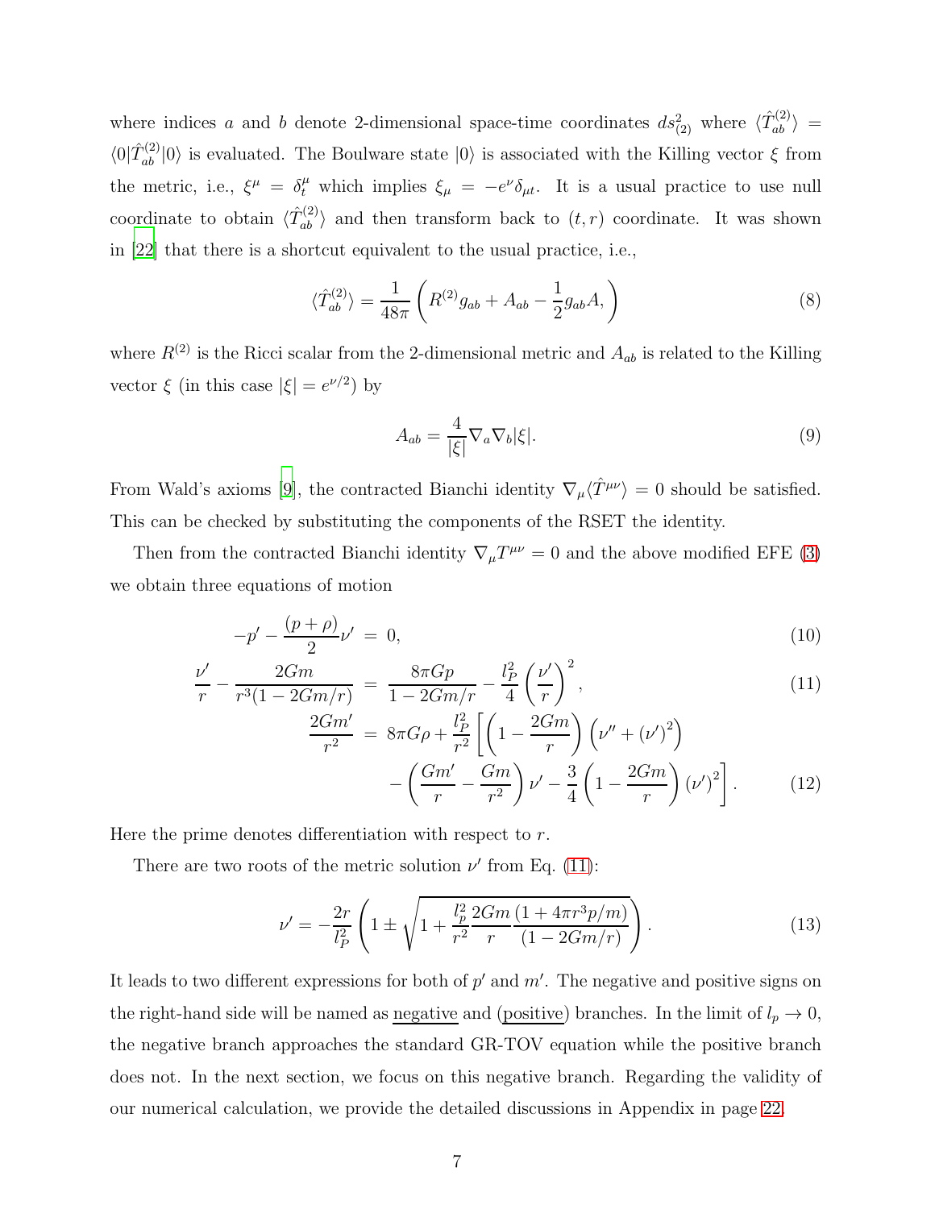where indices $a$ and $b$ denote 2-dimensional space-time coordinates $ds^2_{(2)}$ where $\langle \hat{T}^{(2)}_{ab} \rangle = \langle 0|\hat{T}^{(2)}_{ab}|0\rangle$ is evaluated. The Boulware state $|0\rangle$ is associated with the Killing vector $\xi$ from the metric, i.e., $\xi^\mu = \delta^\mu_t$ which implies $\xi_\mu = -e^\nu \delta_{\mu t}$. It is a usual practice to use null coordinate to obtain $\langle \hat{T}^{(2)}_{ab} \rangle$ and then transform back to $(t, r)$ coordinate. It was shown in [22] that there is a shortcut equivalent to the usual practice, i.e.,

$$\langle \hat{T}^{(2)}_{ab} \rangle = \frac{1}{48\pi} \left( R^{(2)} g_{ab} + A_{ab} - \frac{1}{2} g_{ab} A, \right) \tag{8}$$

where $R^{(2)}$ is the Ricci scalar from the 2-dimensional metric and $A_{ab}$ is related to the Killing vector $\xi$ (in this case $|\xi| = e^{\nu/2}$) by

$$A_{ab} = \frac{4}{|\xi|} \nabla_a \nabla_b |\xi|. \tag{9}$$

From Wald's axioms [9], the contracted Bianchi identity $\nabla_\mu \langle \hat{T}^{\mu\nu} \rangle = 0$ should be satisfied. This can be checked by substituting the components of the RSET the identity.

Then from the contracted Bianchi identity $\nabla_\mu T^{\mu\nu} = 0$ and the above modified EFE (3) we obtain three equations of motion

$$-p' - \frac{(p+\rho)}{2}\nu' = 0, \tag{10}$$

$$\frac{\nu'}{r} - \frac{2Gm}{r^3(1-2Gm/r)} = \frac{8\pi G p}{1-2Gm/r} - \frac{l_P^2}{4}\left(\frac{\nu'}{r}\right)^2, \tag{11}$$

$$\frac{2Gm'}{r^2} = 8\pi G\rho + \frac{l_P^2}{r^2}\left[\left(1 - \frac{2Gm}{r}\right)\left(\nu'' + (\nu')^2\right) - \left(\frac{Gm'}{r} - \frac{Gm}{r^2}\right)\nu' - \frac{3}{4}\left(1 - \frac{2Gm}{r}\right)(\nu')^2\right]. \tag{12}$$

Here the prime denotes differentiation with respect to $r$.

There are two roots of the metric solution $\nu'$ from Eq. (11):

$$\nu' = -\frac{2r}{l_P^2}\left(1 \pm \sqrt{1 + \frac{l_p^2}{r^2}\frac{2Gm}{r}\frac{(1 + 4\pi r^3 p/m)}{(1 - 2Gm/r)}}\right). \tag{13}$$

It leads to two different expressions for both of $p'$ and $m'$. The negative and positive signs on the right-hand side will be named as <u>negative</u> and <u>(positive)</u> branches. In the limit of $l_p \to 0$, the negative branch approaches the standard GR-TOV equation while the positive branch does not. In the next section, we focus on this negative branch. Regarding the validity of our numerical calculation, we provide the detailed discussions in Appendix in page 22.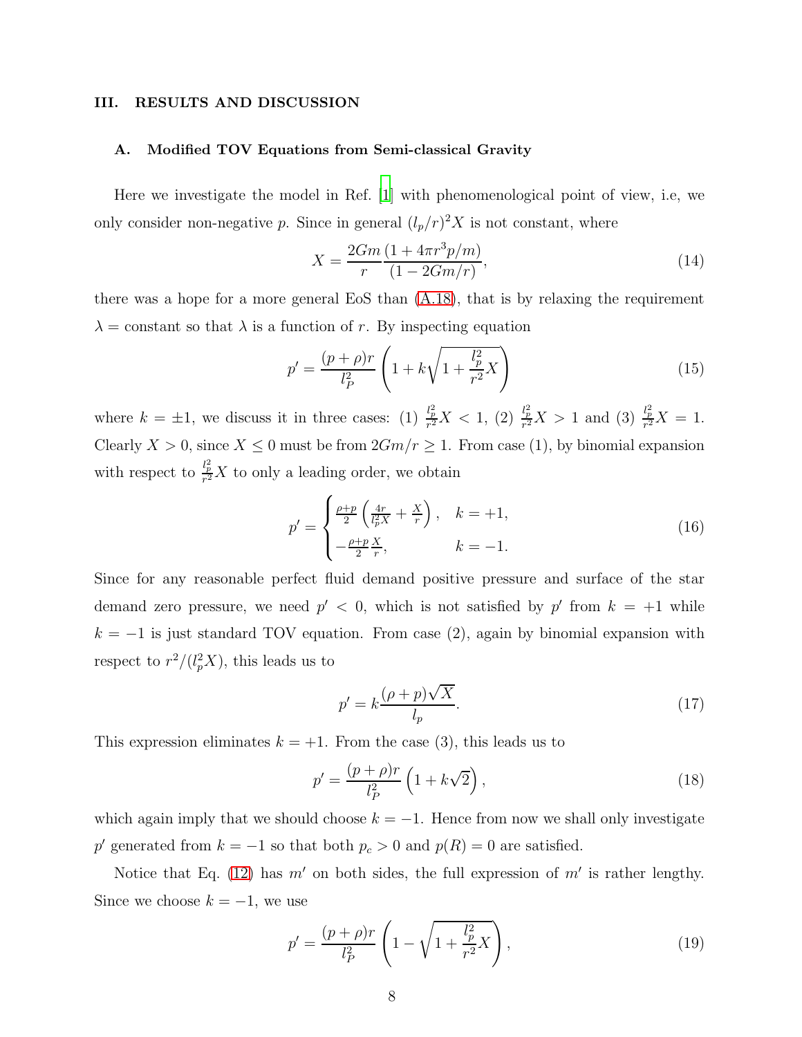## III. RESULTS AND DISCUSSION

### A. Modified TOV Equations from Semi-classical Gravity

Here we investigate the model in Ref. [1] with phenomenological point of view, i.e, we only consider non-negative $p$. Since in general $(l_p/r)^2 X$ is not constant, where

$$X = \frac{2Gm}{r}\frac{(1+4\pi r^3 p/m)}{(1-2Gm/r)}, \tag{14}$$

there was a hope for a more general EoS than (A.18), that is by relaxing the requirement $\lambda = $ constant so that $\lambda$ is a function of $r$. By inspecting equation

$$p' = \frac{(p+\rho)r}{l_P^2}\left(1 + k\sqrt{1+\frac{l_p^2}{r^2}X}\right) \tag{15}$$

where $k = \pm 1$, we discuss it in three cases: (1) $\frac{l_p^2}{r^2}X < 1$, (2) $\frac{l_p^2}{r^2}X > 1$ and (3) $\frac{l_p^2}{r^2}X = 1$. Clearly $X > 0$, since $X \le 0$ must be from $2Gm/r \ge 1$. From case (1), by binomial expansion with respect to $\frac{l_p^2}{r^2}X$ to only a leading order, we obtain

$$p' = \begin{cases} \frac{\rho+p}{2}\left(\frac{4r}{l_p^2 X} + \frac{X}{r}\right), & k = +1, \\ -\frac{\rho+p}{2}\frac{X}{r}, & k = -1. \end{cases} \tag{16}$$

Since for any reasonable perfect fluid demand positive pressure and surface of the star demand zero pressure, we need $p' < 0$, which is not satisfied by $p'$ from $k = +1$ while $k = -1$ is just standard TOV equation. From case (2), again by binomial expansion with respect to $r^2/(l_p^2 X)$, this leads us to

$$p' = k\frac{(\rho+p)\sqrt{X}}{l_p}. \tag{17}$$

This expression eliminates $k = +1$. From the case (3), this leads us to

$$p' = \frac{(p+\rho)r}{l_P^2}\left(1 + k\sqrt{2}\right), \tag{18}$$

which again imply that we should choose $k = -1$. Hence from now we shall only investigate $p'$ generated from $k = -1$ so that both $p_c > 0$ and $p(R) = 0$ are satisfied.

Notice that Eq. (12) has $m'$ on both sides, the full expression of $m'$ is rather lengthy. Since we choose $k = -1$, we use

$$p' = \frac{(p+\rho)r}{l_P^2}\left(1 - \sqrt{1+\frac{l_p^2}{r^2}X}\right), \tag{19}$$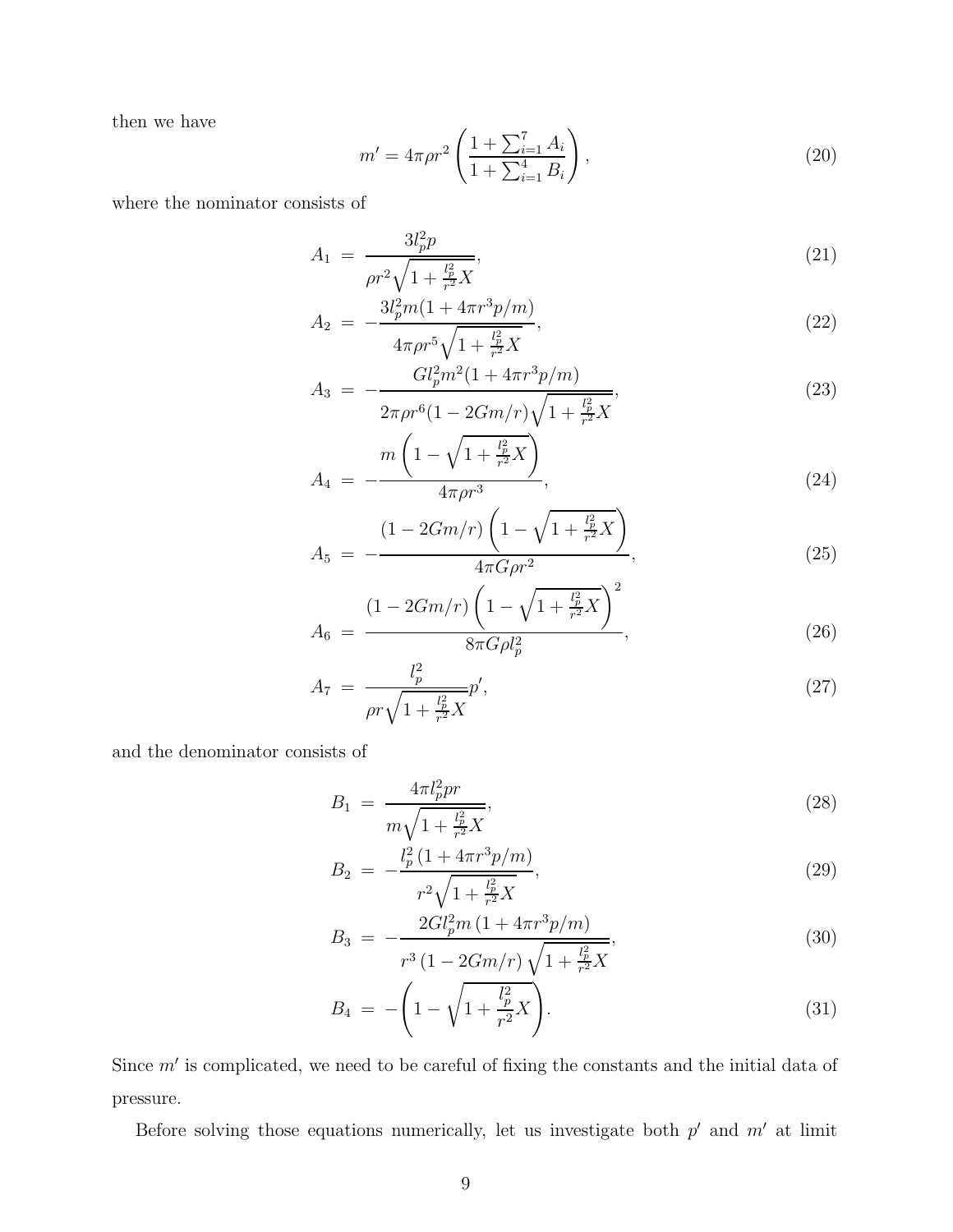then we have

$$m' = 4\pi\rho r^2 \left(\frac{1+\sum_{i=1}^{7} A_i}{1+\sum_{i=1}^{4} B_i}\right), \tag{20}$$

where the nominator consists of

$$A_1 = \frac{3l_p^2 p}{\rho r^2 \sqrt{1+\frac{l_p^2}{r^2}X}}, \tag{21}$$

$$A_2 = -\frac{3l_p^2 m(1+4\pi r^3 p/m)}{4\pi\rho r^5 \sqrt{1+\frac{l_p^2}{r^2}X}}, \tag{22}$$

$$A_3 = -\frac{Gl_p^2 m^2(1+4\pi r^3 p/m)}{2\pi\rho r^6(1-2Gm/r)\sqrt{1+\frac{l_p^2}{r^2}X}}, \tag{23}$$

$$A_4 = -\frac{m\left(1-\sqrt{1+\frac{l_p^2}{r^2}X}\right)}{4\pi\rho r^3}, \tag{24}$$

$$A_5 = -\frac{(1-2Gm/r)\left(1-\sqrt{1+\frac{l_p^2}{r^2}X}\right)}{4\pi G\rho r^2}, \tag{25}$$

$$A_6 = \frac{(1-2Gm/r)\left(1-\sqrt{1+\frac{l_p^2}{r^2}X}\right)^2}{8\pi G\rho l_p^2}, \tag{26}$$

$$A_7 = \frac{l_p^2}{\rho r\sqrt{1+\frac{l_p^2}{r^2}X}} p', \tag{27}$$

and the denominator consists of

$$B_1 = \frac{4\pi l_p^2 p r}{m\sqrt{1+\frac{l_p^2}{r^2}X}}, \tag{28}$$

$$B_2 = -\frac{l_p^2\left(1+4\pi r^3 p/m\right)}{r^2\sqrt{1+\frac{l_p^2}{r^2}X}}, \tag{29}$$

$$B_3 = -\frac{2Gl_p^2 m\left(1+4\pi r^3 p/m\right)}{r^3\left(1-2Gm/r\right)\sqrt{1+\frac{l_p^2}{r^2}X}}, \tag{30}$$

$$B_4 = -\left(1-\sqrt{1+\frac{l_p^2}{r^2}X}\right). \tag{31}$$

Since $m'$ is complicated, we need to be careful of fixing the constants and the initial data of pressure.

Before solving those equations numerically, let us investigate both $p'$ and $m'$ at limit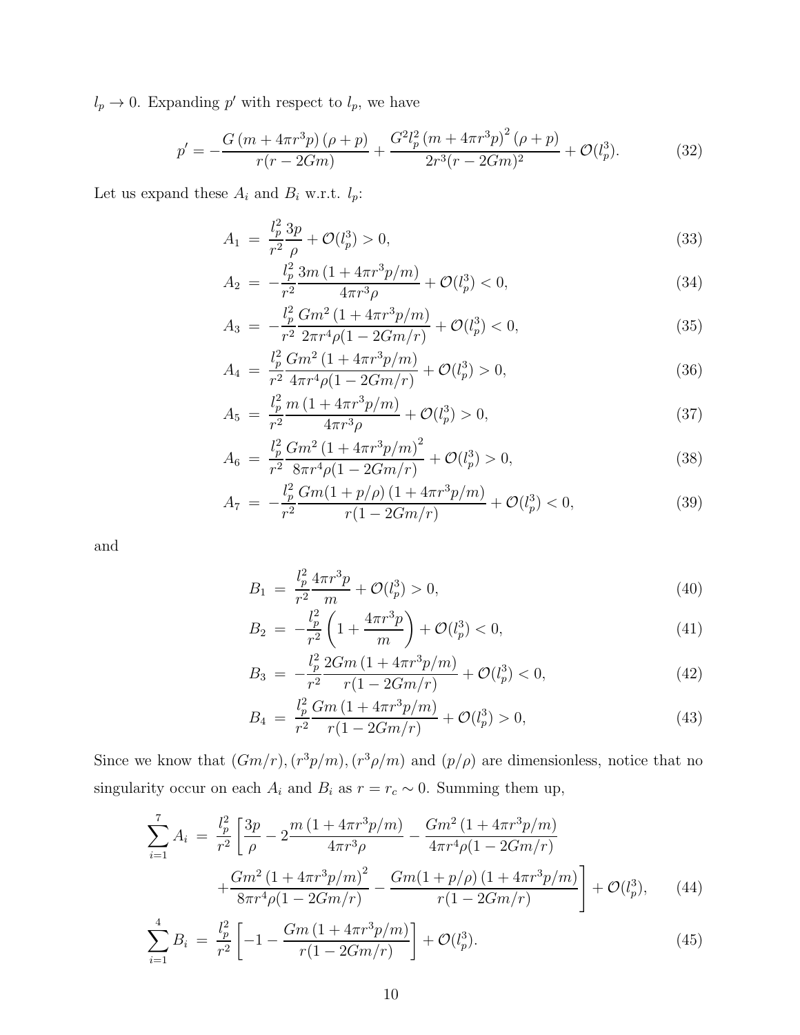$l_p \to 0$. Expanding $p'$ with respect to $l_p$, we have

$$p' = -\frac{G\left(m + 4\pi r^3 p\right)(\rho + p)}{r(r - 2Gm)} + \frac{G^2 l_p^2 \left(m + 4\pi r^3 p\right)^2 (\rho + p)}{2r^3 (r - 2Gm)^2} + \mathcal{O}(l_p^3). \tag{32}$$

Let us expand these $A_i$ and $B_i$ w.r.t. $l_p$:

$$A_1 = \frac{l_p^2}{r^2}\frac{3p}{\rho} + \mathcal{O}(l_p^3) > 0, \tag{33}$$

$$A_2 = -\frac{l_p^2}{r^2}\frac{3m\left(1 + 4\pi r^3 p/m\right)}{4\pi r^3 \rho} + \mathcal{O}(l_p^3) < 0, \tag{34}$$

$$A_3 = -\frac{l_p^2}{r^2}\frac{Gm^2\left(1 + 4\pi r^3 p/m\right)}{2\pi r^4 \rho (1 - 2Gm/r)} + \mathcal{O}(l_p^3) < 0, \tag{35}$$

$$A_4 = \frac{l_p^2}{r^2}\frac{Gm^2\left(1 + 4\pi r^3 p/m\right)}{4\pi r^4 \rho (1 - 2Gm/r)} + \mathcal{O}(l_p^3) > 0, \tag{36}$$

$$A_5 = \frac{l_p^2}{r^2}\frac{m\left(1 + 4\pi r^3 p/m\right)}{4\pi r^3 \rho} + \mathcal{O}(l_p^3) > 0, \tag{37}$$

$$A_6 = \frac{l_p^2}{r^2}\frac{Gm^2\left(1 + 4\pi r^3 p/m\right)^2}{8\pi r^4 \rho (1 - 2Gm/r)} + \mathcal{O}(l_p^3) > 0, \tag{38}$$

$$A_7 = -\frac{l_p^2}{r^2}\frac{Gm(1 + p/\rho)\left(1 + 4\pi r^3 p/m\right)}{r(1 - 2Gm/r)} + \mathcal{O}(l_p^3) < 0, \tag{39}$$

and

$$B_1 = \frac{l_p^2}{r^2}\frac{4\pi r^3 p}{m} + \mathcal{O}(l_p^3) > 0, \tag{40}$$

$$B_2 = -\frac{l_p^2}{r^2}\left(1 + \frac{4\pi r^3 p}{m}\right) + \mathcal{O}(l_p^3) < 0, \tag{41}$$

$$B_3 = -\frac{l_p^2}{r^2}\frac{2Gm\left(1 + 4\pi r^3 p/m\right)}{r(1 - 2Gm/r)} + \mathcal{O}(l_p^3) < 0, \tag{42}$$

$$B_4 = \frac{l_p^2}{r^2}\frac{Gm\left(1 + 4\pi r^3 p/m\right)}{r(1 - 2Gm/r)} + \mathcal{O}(l_p^3) > 0, \tag{43}$$

Since we know that $(Gm/r), (r^3 p/m), (r^3\rho/m)$ and $(p/\rho)$ are dimensionless, notice that no singularity occur on each $A_i$ and $B_i$ as $r = r_c \sim 0$. Summing them up,

$$\sum_{i=1}^{7} A_i = \frac{l_p^2}{r^2}\left[\frac{3p}{\rho} - 2\frac{m\left(1 + 4\pi r^3 p/m\right)}{4\pi r^3 \rho} - \frac{Gm^2\left(1 + 4\pi r^3 p/m\right)}{4\pi r^4 \rho (1 - 2Gm/r)} \right.$$
$$\left. + \frac{Gm^2\left(1 + 4\pi r^3 p/m\right)^2}{8\pi r^4 \rho (1 - 2Gm/r)} - \frac{Gm(1 + p/\rho)\left(1 + 4\pi r^3 p/m\right)}{r(1 - 2Gm/r)}\right] + \mathcal{O}(l_p^3), \tag{44}$$

$$\sum_{i=1}^{4} B_i = \frac{l_p^2}{r^2}\left[-1 - \frac{Gm\left(1 + 4\pi r^3 p/m\right)}{r(1 - 2Gm/r)}\right] + \mathcal{O}(l_p^3). \tag{45}$$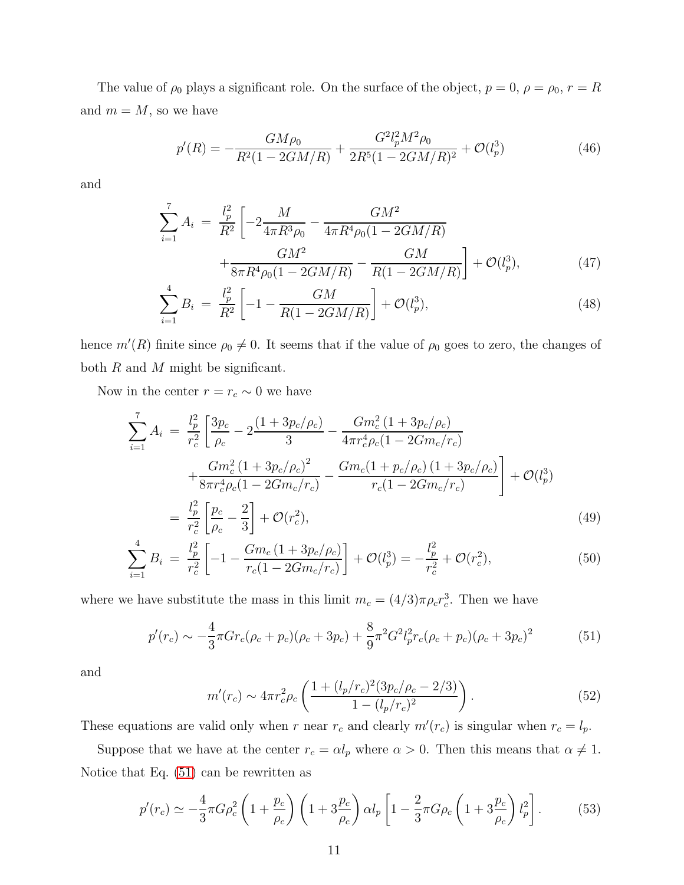The value of $\rho_0$ plays a significant role. On the surface of the object, $p = 0$, $\rho = \rho_0$, $r = R$ and $m = M$, so we have

$$p'(R) = -\frac{GM\rho_0}{R^2(1-2GM/R)} + \frac{G^2 l_p^2 M^2 \rho_0}{2R^5(1-2GM/R)^2} + \mathcal{O}(l_p^3) \tag{46}$$

and

$$\begin{aligned}
\sum_{i=1}^{7} A_i &= \frac{l_p^2}{R^2}\left[-2\frac{M}{4\pi R^3 \rho_0} - \frac{GM^2}{4\pi R^4 \rho_0 (1-2GM/R)} \right. \\
&\quad \left. + \frac{GM^2}{8\pi R^4 \rho_0 (1-2GM/R)} - \frac{GM}{R(1-2GM/R)}\right] + \mathcal{O}(l_p^3), \qquad (47) \\
\sum_{i=1}^{4} B_i &= \frac{l_p^2}{R^2}\left[-1 - \frac{GM}{R(1-2GM/R)}\right] + \mathcal{O}(l_p^3), \qquad (48)
\end{aligned}$$

hence $m'(R)$ finite since $\rho_0 \neq 0$. It seems that if the value of $\rho_0$ goes to zero, the changes of both $R$ and $M$ might be significant.

Now in the center $r = r_c \sim 0$ we have

$$\begin{aligned}
\sum_{i=1}^{7} A_i &= \frac{l_p^2}{r_c^2}\left[\frac{3p_c}{\rho_c} - 2\frac{(1+3p_c/\rho_c)}{3} - \frac{Gm_c^2\,(1+3p_c/\rho_c)}{4\pi r_c^4 \rho_c (1-2Gm_c/r_c)} \right. \\
&\quad \left. + \frac{Gm_c^2\,(1+3p_c/\rho_c)^2}{8\pi r_c^4 \rho_c (1-2Gm_c/r_c)} - \frac{Gm_c(1+p_c/\rho_c)\,(1+3p_c/\rho_c)}{r_c(1-2Gm_c/r_c)}\right] + \mathcal{O}(l_p^3) \\
&= \frac{l_p^2}{r_c^2}\left[\frac{p_c}{\rho_c} - \frac{2}{3}\right] + \mathcal{O}(r_c^2), \qquad (49) \\
\sum_{i=1}^{4} B_i &= \frac{l_p^2}{r_c^2}\left[-1 - \frac{Gm_c\,(1+3p_c/\rho_c)}{r_c(1-2Gm_c/r_c)}\right] + \mathcal{O}(l_p^3) = -\frac{l_p^2}{r_c^2} + \mathcal{O}(r_c^2), \qquad (50)
\end{aligned}$$

where we have substitute the mass in this limit $m_c = (4/3)\pi\rho_c r_c^3$. Then we have

$$p'(r_c) \sim -\frac{4}{3}\pi G r_c(\rho_c + p_c)(\rho_c + 3p_c) + \frac{8}{9}\pi^2 G^2 l_p^2 r_c (\rho_c + p_c)(\rho_c + 3p_c)^2 \tag{51}$$

and

$$m'(r_c) \sim 4\pi r_c^2 \rho_c \left(\frac{1 + (l_p/r_c)^2(3p_c/\rho_c - 2/3)}{1-(l_p/r_c)^2}\right). \tag{52}$$

These equations are valid only when $r$ near $r_c$ and clearly $m'(r_c)$ is singular when $r_c = l_p$.

Suppose that we have at the center $r_c = \alpha l_p$ where $\alpha > 0$. Then this means that $\alpha \neq 1$. Notice that Eq. (51) can be rewritten as

$$p'(r_c) \simeq -\frac{4}{3}\pi G \rho_c^2 \left(1 + \frac{p_c}{\rho_c}\right)\left(1 + 3\frac{p_c}{\rho_c}\right)\alpha l_p \left[1 - \frac{2}{3}\pi G \rho_c \left(1 + 3\frac{p_c}{\rho_c}\right) l_p^2\right]. \tag{53}$$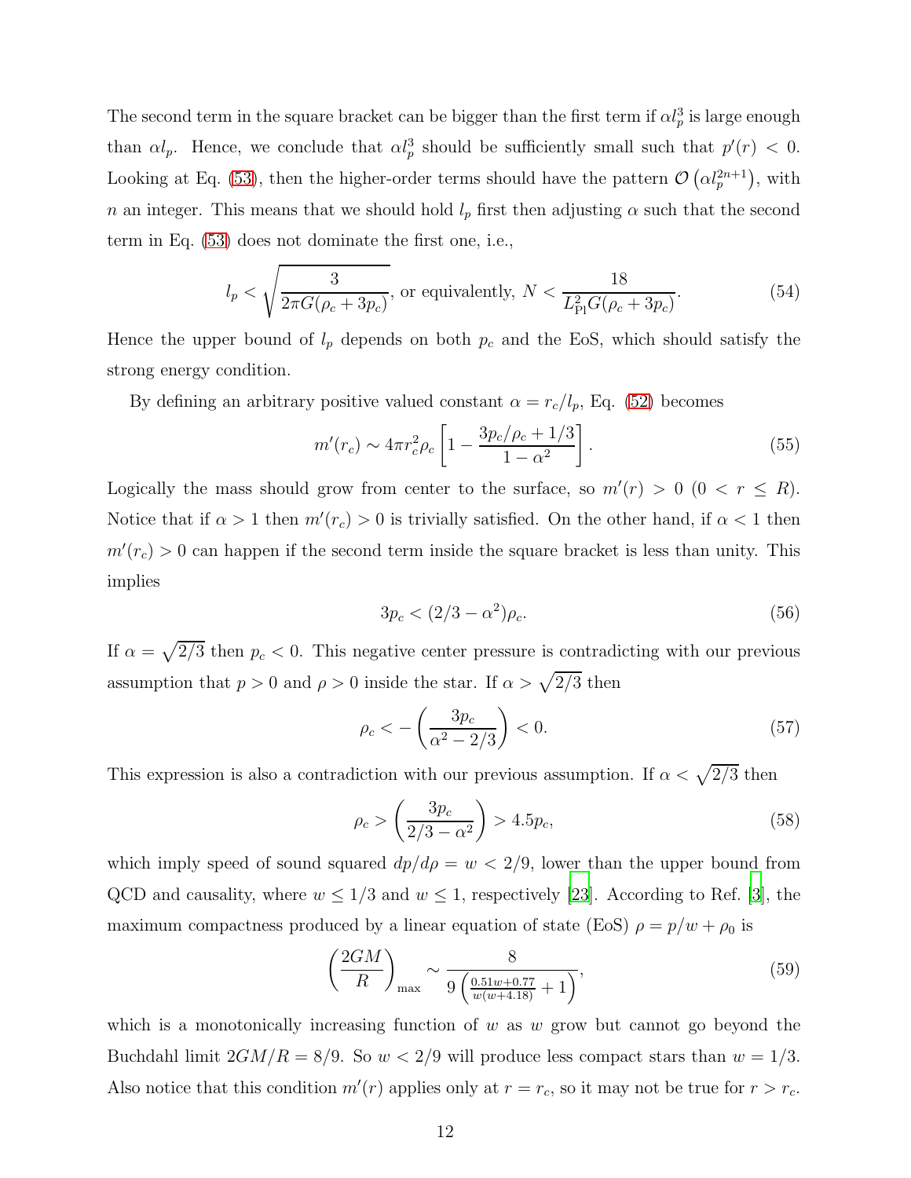The second term in the square bracket can be bigger than the first term if $\alpha l_p^3$ is large enough than $\alpha l_p$. Hence, we conclude that $\alpha l_p^3$ should be sufficiently small such that $p'(r) < 0$. Looking at Eq. (53), then the higher-order terms should have the pattern $\mathcal{O}\left(\alpha l_p^{2n+1}\right)$, with $n$ an integer. This means that we should hold $l_p$ first then adjusting $\alpha$ such that the second term in Eq. (53) does not dominate the first one, i.e.,

$$l_p < \sqrt{\frac{3}{2\pi G(\rho_c + 3p_c)}}, \text{ or equivalently, } N < \frac{18}{L_{\rm Pl}^2 G(\rho_c + 3p_c)}. \tag{54}$$

Hence the upper bound of $l_p$ depends on both $p_c$ and the EoS, which should satisfy the strong energy condition.

By defining an arbitrary positive valued constant $\alpha = r_c/l_p$, Eq. (52) becomes

$$m'(r_c) \sim 4\pi r_c^2 \rho_c \left[1 - \frac{3p_c/\rho_c + 1/3}{1 - \alpha^2}\right]. \tag{55}$$

Logically the mass should grow from center to the surface, so $m'(r) > 0$ $(0 < r \leq R)$. Notice that if $\alpha > 1$ then $m'(r_c) > 0$ is trivially satisfied. On the other hand, if $\alpha < 1$ then $m'(r_c) > 0$ can happen if the second term inside the square bracket is less than unity. This implies

$$3p_c < (2/3 - \alpha^2)\rho_c. \tag{56}$$

If $\alpha = \sqrt{2/3}$ then $p_c < 0$. This negative center pressure is contradicting with our previous assumption that $p > 0$ and $\rho > 0$ inside the star. If $\alpha > \sqrt{2/3}$ then

$$\rho_c < -\left(\frac{3p_c}{\alpha^2 - 2/3}\right) < 0. \tag{57}$$

This expression is also a contradiction with our previous assumption. If $\alpha < \sqrt{2/3}$ then

$$\rho_c > \left(\frac{3p_c}{2/3 - \alpha^2}\right) > 4.5p_c, \tag{58}$$

which imply speed of sound squared $dp/d\rho = w < 2/9$, lower than the upper bound from QCD and causality, where $w \leq 1/3$ and $w \leq 1$, respectively [23]. According to Ref. [3], the maximum compactness produced by a linear equation of state (EoS) $\rho = p/w + \rho_0$ is

$$\left(\frac{2GM}{R}\right)_{\max} \sim \frac{8}{9\left(\frac{0.51w + 0.77}{w(w + 4.18)} + 1\right)}, \tag{59}$$

which is a monotonically increasing function of $w$ as $w$ grow but cannot go beyond the Buchdahl limit $2GM/R = 8/9$. So $w < 2/9$ will produce less compact stars than $w = 1/3$. Also notice that this condition $m'(r)$ applies only at $r = r_c$, so it may not be true for $r > r_c$.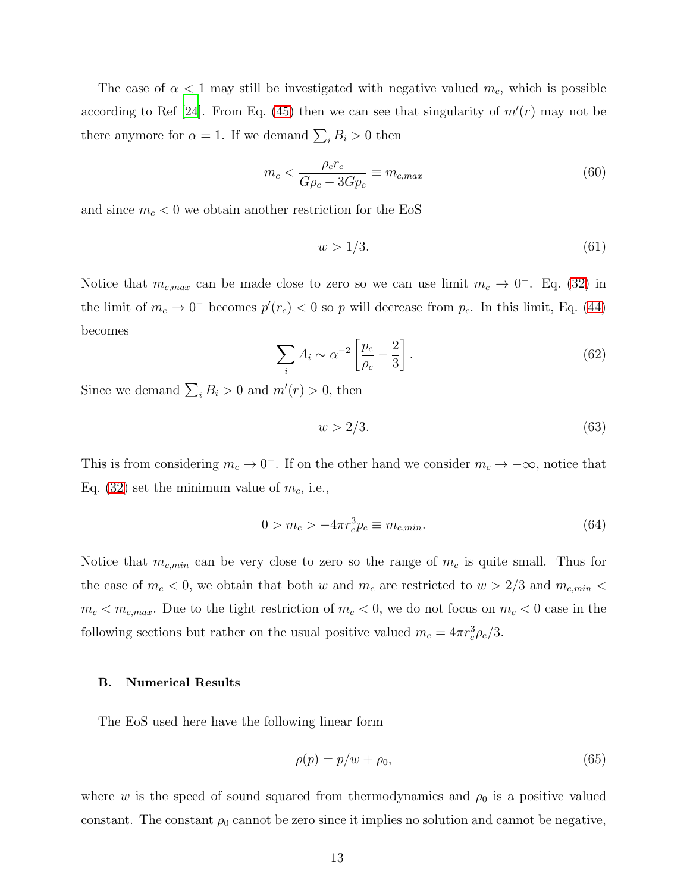The case of $\alpha < 1$ may still be investigated with negative valued $m_c$, which is possible according to Ref [24]. From Eq. (45) then we can see that singularity of $m'(r)$ may not be there anymore for $\alpha = 1$. If we demand $\sum_i B_i > 0$ then

$$m_c < \frac{\rho_c r_c}{G\rho_c - 3Gp_c} \equiv m_{c,max} \tag{60}$$

and since $m_c < 0$ we obtain another restriction for the EoS

$$w > 1/3. \tag{61}$$

Notice that $m_{c,max}$ can be made close to zero so we can use limit $m_c \to 0^-$. Eq. (32) in the limit of $m_c \to 0^-$ becomes $p'(r_c) < 0$ so $p$ will decrease from $p_c$. In this limit, Eq. (44) becomes

$$\sum_i A_i \sim \alpha^{-2} \left[ \frac{p_c}{\rho_c} - \frac{2}{3} \right]. \tag{62}$$

Since we demand $\sum_i B_i > 0$ and $m'(r) > 0$, then

$$w > 2/3. \tag{63}$$

This is from considering $m_c \to 0^-$. If on the other hand we consider $m_c \to -\infty$, notice that Eq. (32) set the minimum value of $m_c$, i.e.,

$$0 > m_c > -4\pi r_c^3 p_c \equiv m_{c,min}. \tag{64}$$

Notice that $m_{c,min}$ can be very close to zero so the range of $m_c$ is quite small. Thus for the case of $m_c < 0$, we obtain that both $w$ and $m_c$ are restricted to $w > 2/3$ and $m_{c,min} < m_c < m_{c,max}$. Due to the tight restriction of $m_c < 0$, we do not focus on $m_c < 0$ case in the following sections but rather on the usual positive valued $m_c = 4\pi r_c^3 \rho_c / 3$.

### B. Numerical Results

The EoS used here have the following linear form

$$\rho(p) = p/w + \rho_0, \tag{65}$$

where $w$ is the speed of sound squared from thermodynamics and $\rho_0$ is a positive valued constant. The constant $\rho_0$ cannot be zero since it implies no solution and cannot be negative,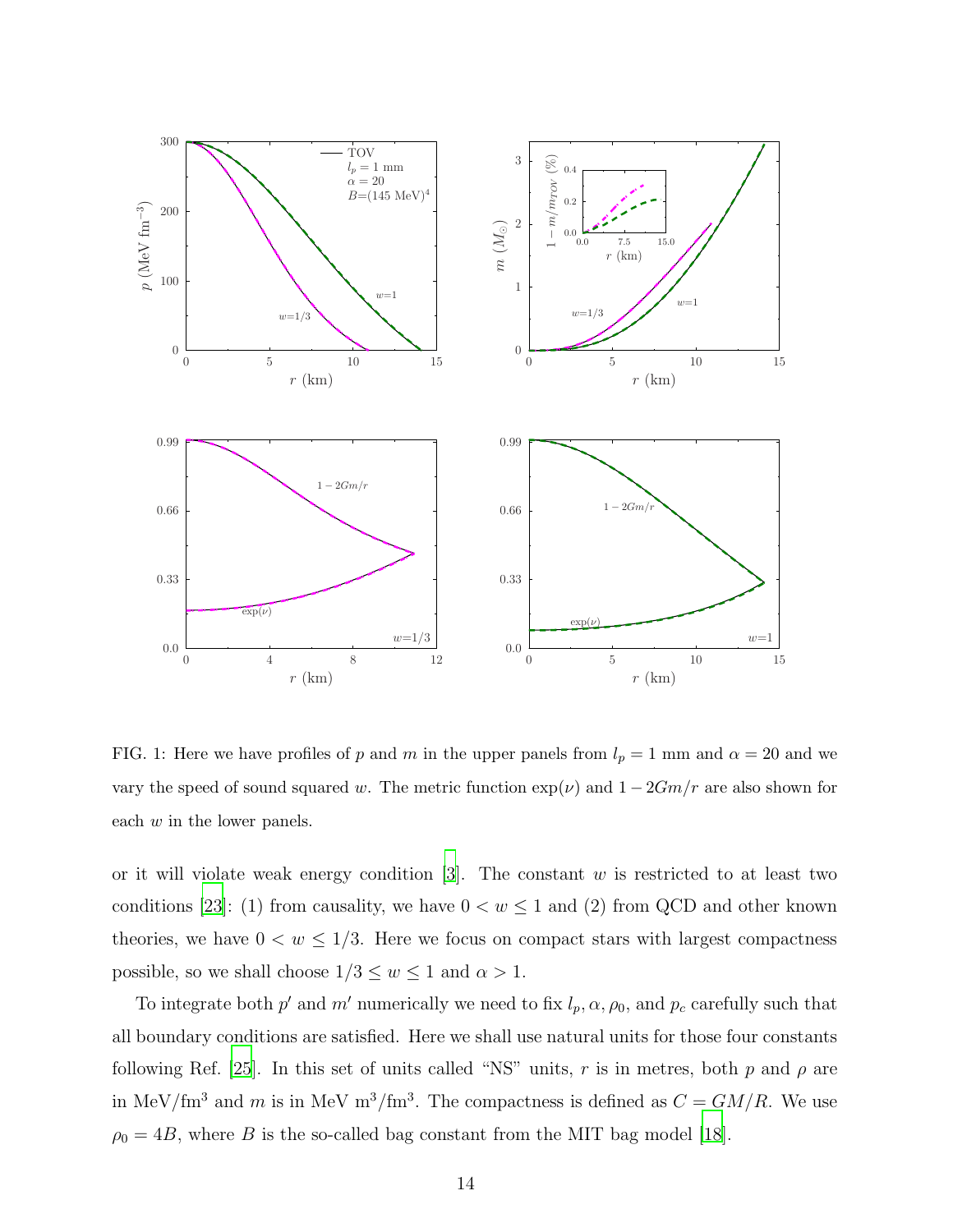FIG. 1: Here we have profiles of $p$ and $m$ in the upper panels from $l_p = 1$ mm and $\alpha = 20$ and we vary the speed of sound squared $w$. The metric function $\exp(\nu)$ and $1 - 2Gm/r$ are also shown for each $w$ in the lower panels.

or it will violate weak energy condition [3]. The constant $w$ is restricted to at least two conditions [23]: (1) from causality, we have $0 < w \leq 1$ and (2) from QCD and other known theories, we have $0 < w \leq 1/3$. Here we focus on compact stars with largest compactness possible, so we shall choose $1/3 \leq w \leq 1$ and $\alpha > 1$.

To integrate both $p'$ and $m'$ numerically we need to fix $l_p, \alpha, \rho_0$, and $p_c$ carefully such that all boundary conditions are satisfied. Here we shall use natural units for those four constants following Ref. [25]. In this set of units called "NS" units, $r$ is in metres, both $p$ and $\rho$ are in MeV/fm$^3$ and $m$ is in MeV m$^3$/fm$^3$. The compactness is defined as $C = GM/R$. We use $\rho_0 = 4B$, where $B$ is the so-called bag constant from the MIT bag model [18].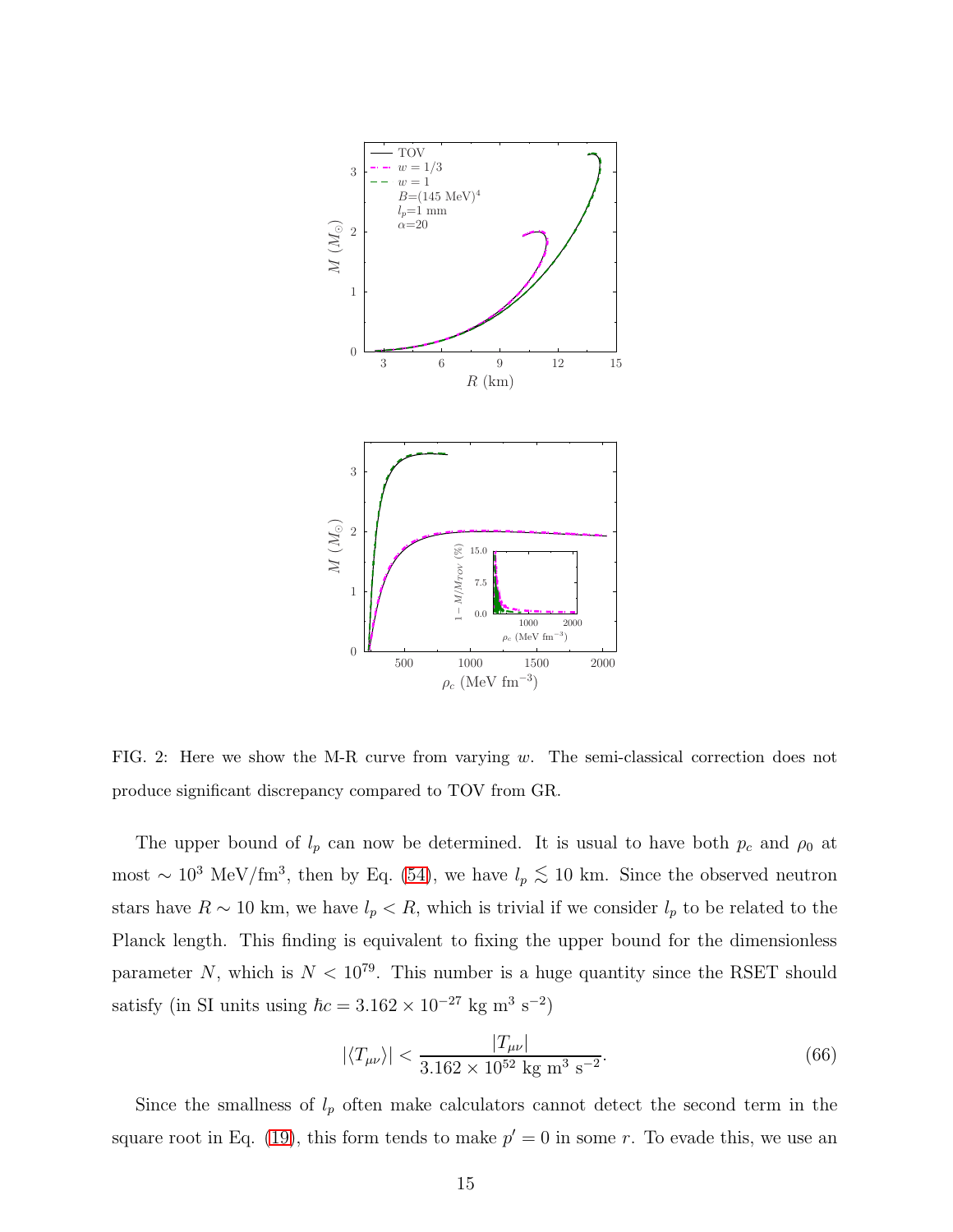FIG. 2: Here we show the M-R curve from varying $w$. The semi-classical correction does not produce significant discrepancy compared to TOV from GR.

The upper bound of $l_p$ can now be determined. It is usual to have both $p_c$ and $\rho_0$ at most $\sim 10^3$ MeV/fm$^3$, then by Eq. (54), we have $l_p \lesssim 10$ km. Since the observed neutron stars have $R \sim 10$ km, we have $l_p < R$, which is trivial if we consider $l_p$ to be related to the Planck length. This finding is equivalent to fixing the upper bound for the dimensionless parameter $N$, which is $N < 10^{79}$. This number is a huge quantity since the RSET should satisfy (in SI units using $\hbar c = 3.162 \times 10^{-27}$ kg m$^3$ s$^{-2}$)

$$|\langle T_{\mu\nu} \rangle| < \frac{|T_{\mu\nu}|}{3.162 \times 10^{52} \text{ kg m}^3 \text{ s}^{-2}}. \tag{66}$$

Since the smallness of $l_p$ often make calculators cannot detect the second term in the square root in Eq. (19), this form tends to make $p' = 0$ in some $r$. To evade this, we use an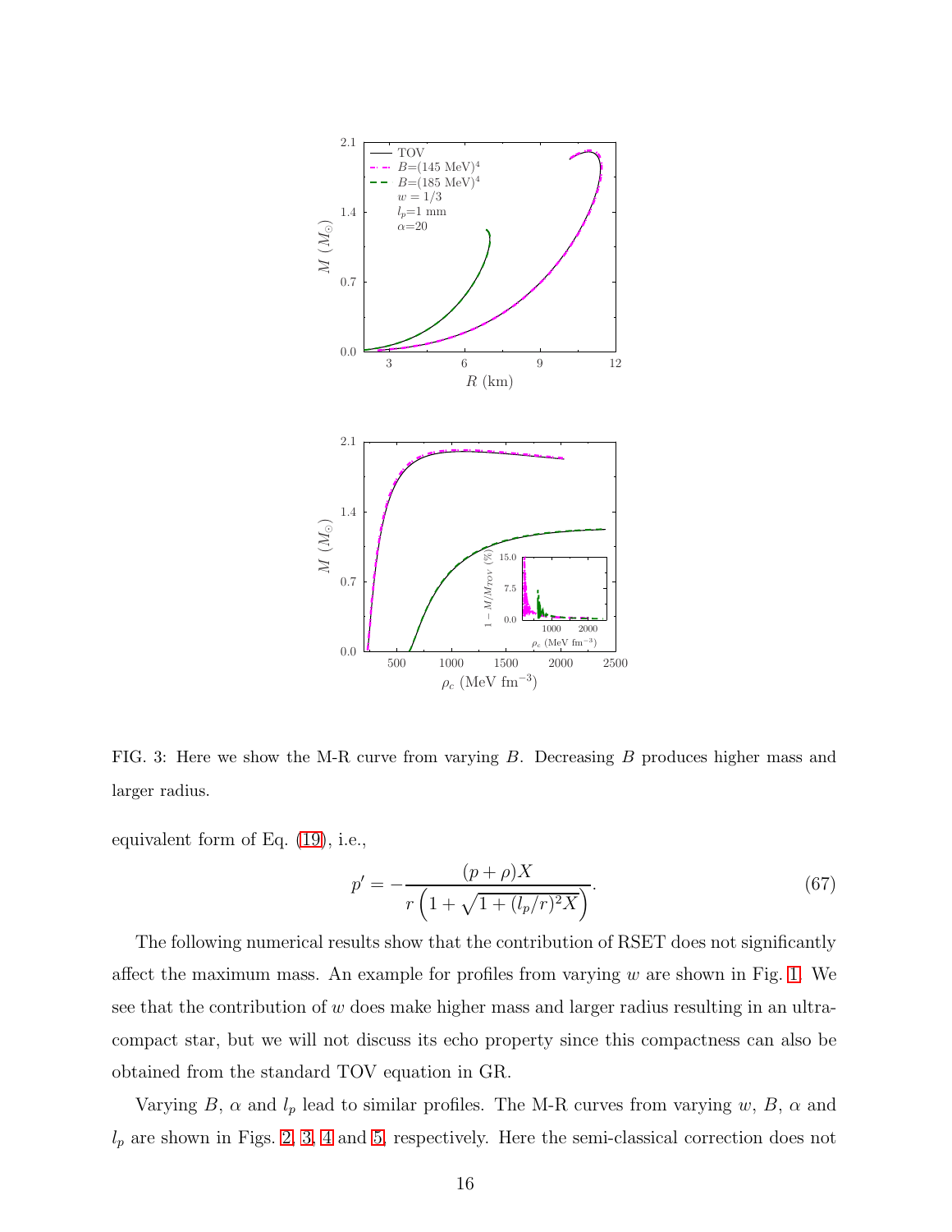FIG. 3: Here we show the M-R curve from varying $B$. Decreasing $B$ produces higher mass and larger radius.

equivalent form of Eq. (19), i.e.,

$$p' = -\frac{(p+\rho)X}{r\left(1+\sqrt{1+(l_p/r)^2X}\right)}. \tag{67}$$

The following numerical results show that the contribution of RSET does not significantly affect the maximum mass. An example for profiles from varying $w$ are shown in Fig. 1. We see that the contribution of $w$ does make higher mass and larger radius resulting in an ultra-compact star, but we will not discuss its echo property since this compactness can also be obtained from the standard TOV equation in GR.

Varying $B$, $\alpha$ and $l_p$ lead to similar profiles. The M-R curves from varying $w$, $B$, $\alpha$ and $l_p$ are shown in Figs. 2, 3, 4 and 5, respectively. Here the semi-classical correction does not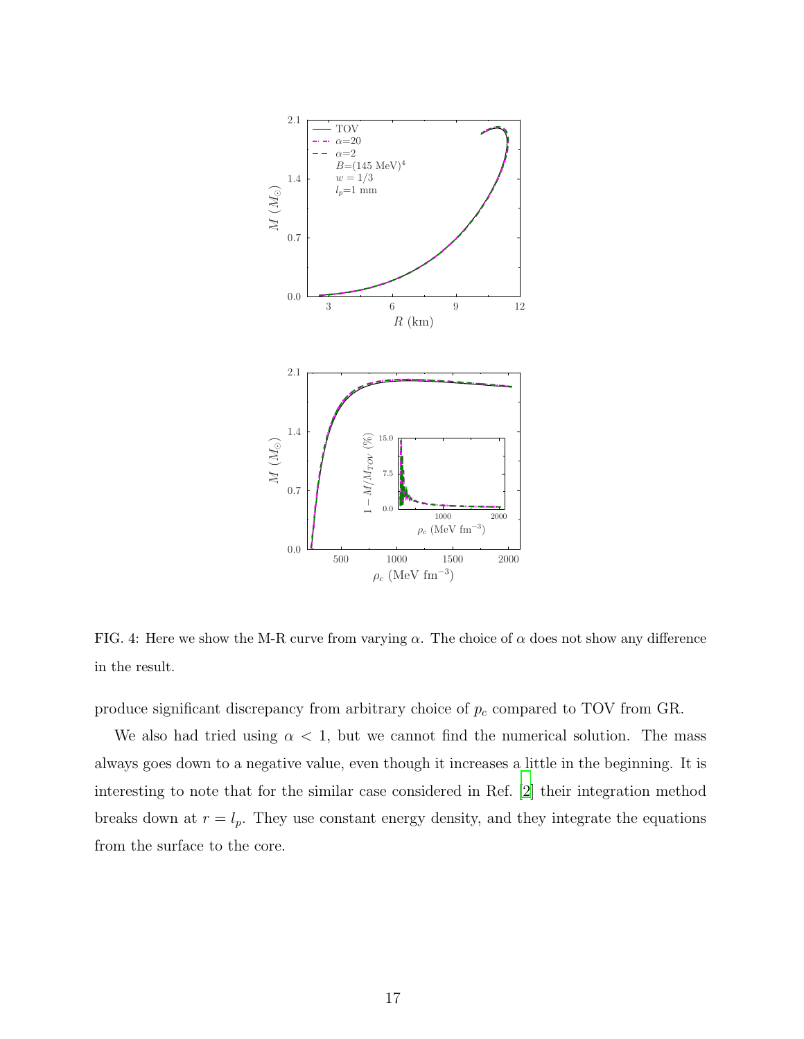FIG. 4: Here we show the M-R curve from varying $\alpha$. The choice of $\alpha$ does not show any difference in the result.

produce significant discrepancy from arbitrary choice of $p_c$ compared to TOV from GR.

We also had tried using $\alpha < 1$, but we cannot find the numerical solution. The mass always goes down to a negative value, even though it increases a little in the beginning. It is interesting to note that for the similar case considered in Ref. [2] their integration method breaks down at $r = l_p$. They use constant energy density, and they integrate the equations from the surface to the core.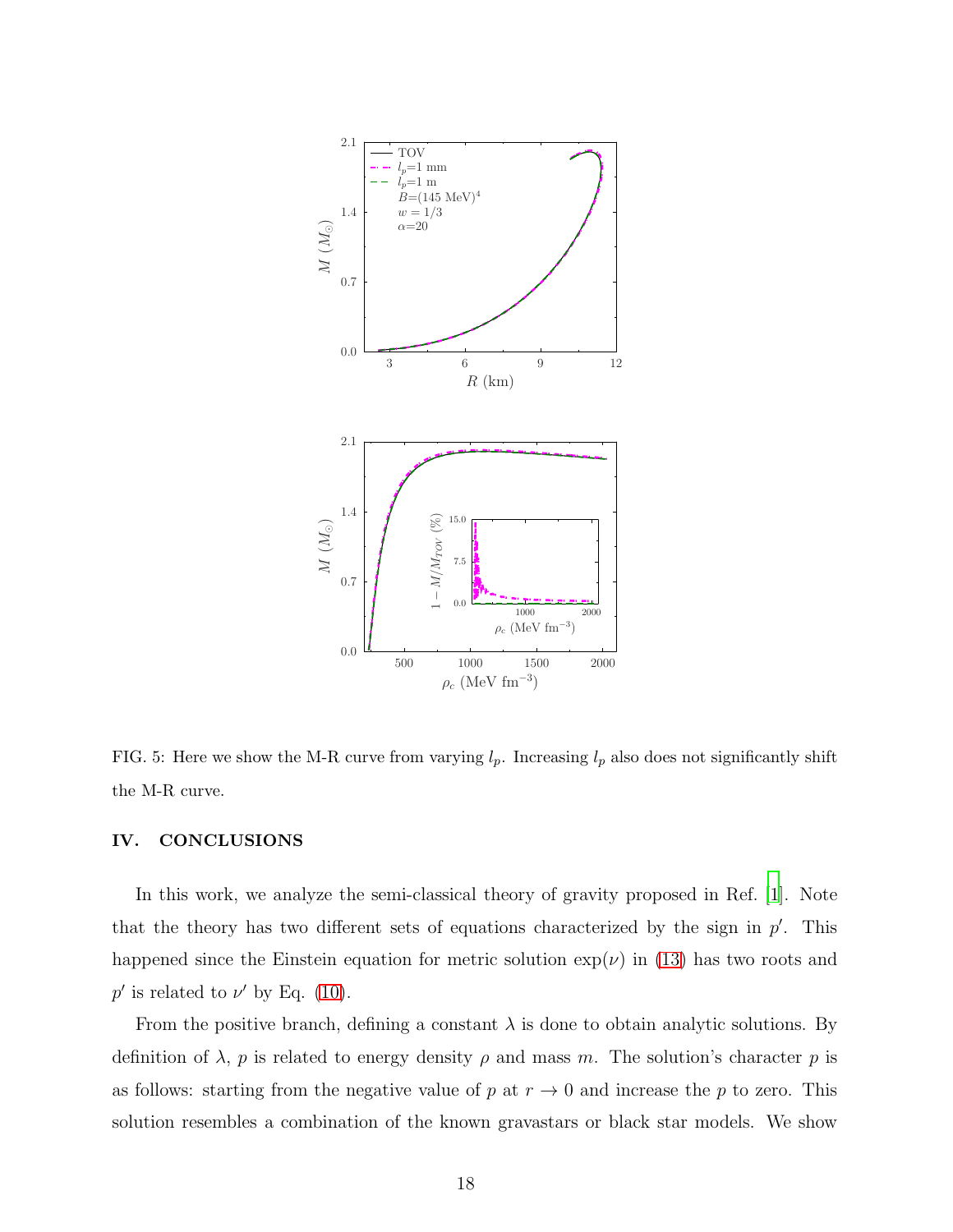FIG. 5: Here we show the M-R curve from varying $l_p$. Increasing $l_p$ also does not significantly shift the M-R curve.

## IV. CONCLUSIONS

In this work, we analyze the semi-classical theory of gravity proposed in Ref. [1]. Note that the theory has two different sets of equations characterized by the sign in $p'$. This happened since the Einstein equation for metric solution $\exp(\nu)$ in (13) has two roots and $p'$ is related to $\nu'$ by Eq. (10).

From the positive branch, defining a constant $\lambda$ is done to obtain analytic solutions. By definition of $\lambda$, $p$ is related to energy density $\rho$ and mass $m$. The solution's character $p$ is as follows: starting from the negative value of $p$ at $r \to 0$ and increase the $p$ to zero. This solution resembles a combination of the known gravastars or black star models. We show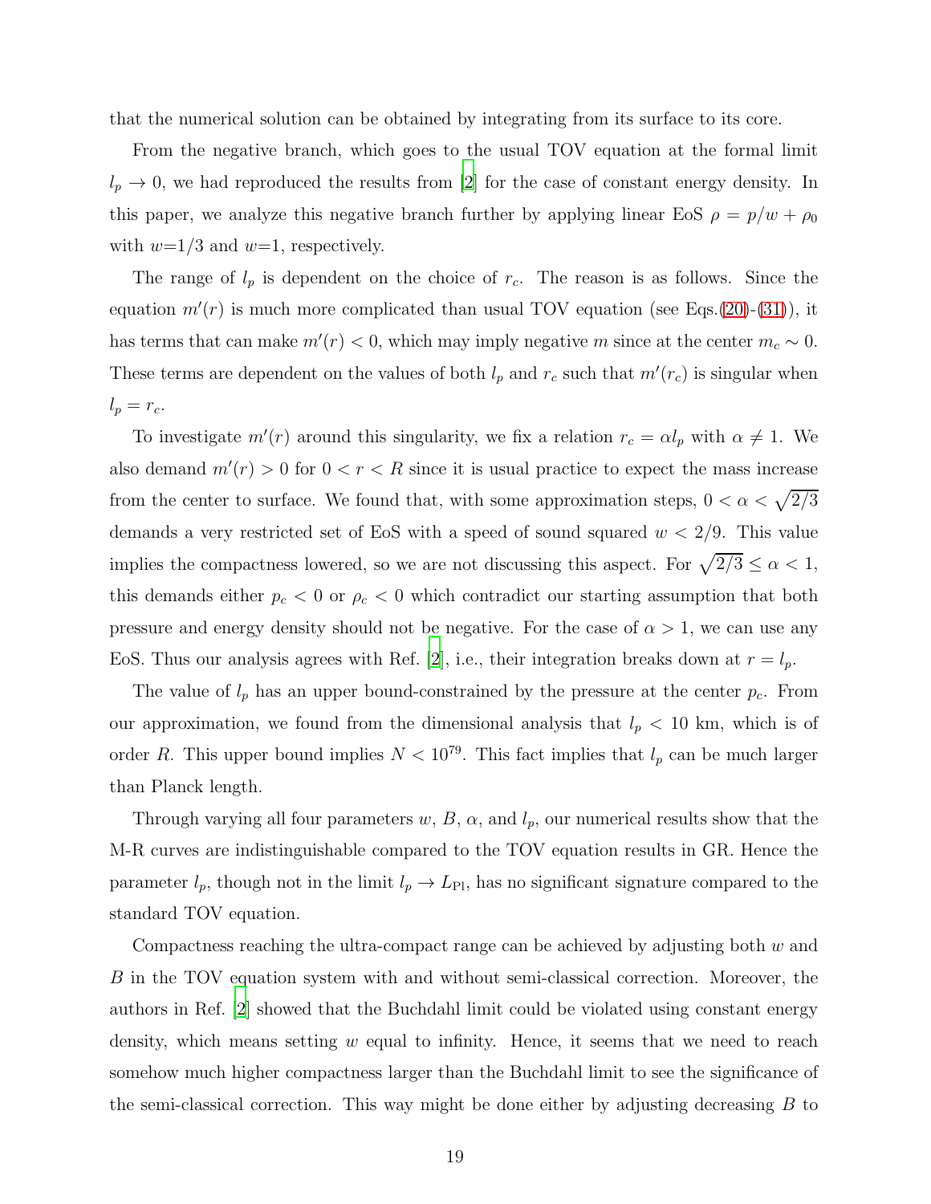that the numerical solution can be obtained by integrating from its surface to its core.

From the negative branch, which goes to the usual TOV equation at the formal limit $l_p \to 0$, we had reproduced the results from [2] for the case of constant energy density. In this paper, we analyze this negative branch further by applying linear EoS $\rho = p/w + \rho_0$ with $w$=1/3 and $w$=1, respectively.

The range of $l_p$ is dependent on the choice of $r_c$. The reason is as follows. Since the equation $m'(r)$ is much more complicated than usual TOV equation (see Eqs.(20)-(31)), it has terms that can make $m'(r) < 0$, which may imply negative $m$ since at the center $m_c \sim 0$. These terms are dependent on the values of both $l_p$ and $r_c$ such that $m'(r_c)$ is singular when $l_p = r_c$.

To investigate $m'(r)$ around this singularity, we fix a relation $r_c = \alpha l_p$ with $\alpha \neq 1$. We also demand $m'(r) > 0$ for $0 < r < R$ since it is usual practice to expect the mass increase from the center to surface. We found that, with some approximation steps, $0 < \alpha < \sqrt{2/3}$ demands a very restricted set of EoS with a speed of sound squared $w < 2/9$. This value implies the compactness lowered, so we are not discussing this aspect. For $\sqrt{2/3} \leq \alpha < 1$, this demands either $p_c < 0$ or $\rho_c < 0$ which contradict our starting assumption that both pressure and energy density should not be negative. For the case of $\alpha > 1$, we can use any EoS. Thus our analysis agrees with Ref. [2], i.e., their integration breaks down at $r = l_p$.

The value of $l_p$ has an upper bound-constrained by the pressure at the center $p_c$. From our approximation, we found from the dimensional analysis that $l_p < 10$ km, which is of order $R$. This upper bound implies $N < 10^{79}$. This fact implies that $l_p$ can be much larger than Planck length.

Through varying all four parameters $w$, $B$, $\alpha$, and $l_p$, our numerical results show that the M-R curves are indistinguishable compared to the TOV equation results in GR. Hence the parameter $l_p$, though not in the limit $l_p \to L_{\text{Pl}}$, has no significant signature compared to the standard TOV equation.

Compactness reaching the ultra-compact range can be achieved by adjusting both $w$ and $B$ in the TOV equation system with and without semi-classical correction. Moreover, the authors in Ref. [2] showed that the Buchdahl limit could be violated using constant energy density, which means setting $w$ equal to infinity. Hence, it seems that we need to reach somehow much higher compactness larger than the Buchdahl limit to see the significance of the semi-classical correction. This way might be done either by adjusting decreasing $B$ to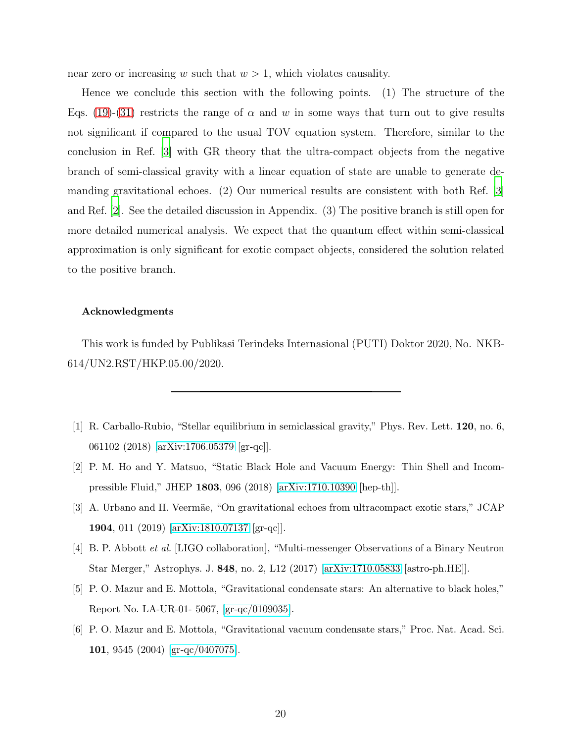near zero or increasing $w$ such that $w > 1$, which violates causality.

Hence we conclude this section with the following points. (1) The structure of the Eqs. (19)-(31) restricts the range of $\alpha$ and $w$ in some ways that turn out to give results not significant if compared to the usual TOV equation system. Therefore, similar to the conclusion in Ref. [3] with GR theory that the ultra-compact objects from the negative branch of semi-classical gravity with a linear equation of state are unable to generate demanding gravitational echoes. (2) Our numerical results are consistent with both Ref. [3] and Ref. [2]. See the detailed discussion in Appendix. (3) The positive branch is still open for more detailed numerical analysis. We expect that the quantum effect within semi-classical approximation is only significant for exotic compact objects, considered the solution related to the positive branch.

### Acknowledgments

This work is funded by Publikasi Terindeks Internasional (PUTI) Doktor 2020, No. NKB-614/UN2.RST/HKP.05.00/2020.

---

[1] R. Carballo-Rubio, "Stellar equilibrium in semiclassical gravity," Phys. Rev. Lett. **120**, no. 6, 061102 (2018) [arXiv:1706.05379 [gr-qc]].

[2] P. M. Ho and Y. Matsuo, "Static Black Hole and Vacuum Energy: Thin Shell and Incompressible Fluid," JHEP **1803**, 096 (2018) [arXiv:1710.10390 [hep-th]].

[3] A. Urbano and H. Veermäe, "On gravitational echoes from ultracompact exotic stars," JCAP **1904**, 011 (2019) [arXiv:1810.07137 [gr-qc]].

[4] B. P. Abbott *et al.* [LIGO collaboration], "Multi-messenger Observations of a Binary Neutron Star Merger," Astrophys. J. **848**, no. 2, L12 (2017) [arXiv:1710.05833 [astro-ph.HE]].

[5] P. O. Mazur and E. Mottola, "Gravitational condensate stars: An alternative to black holes," Report No. LA-UR-01- 5067, [gr-qc/0109035].

[6] P. O. Mazur and E. Mottola, "Gravitational vacuum condensate stars," Proc. Nat. Acad. Sci. **101**, 9545 (2004) [gr-qc/0407075].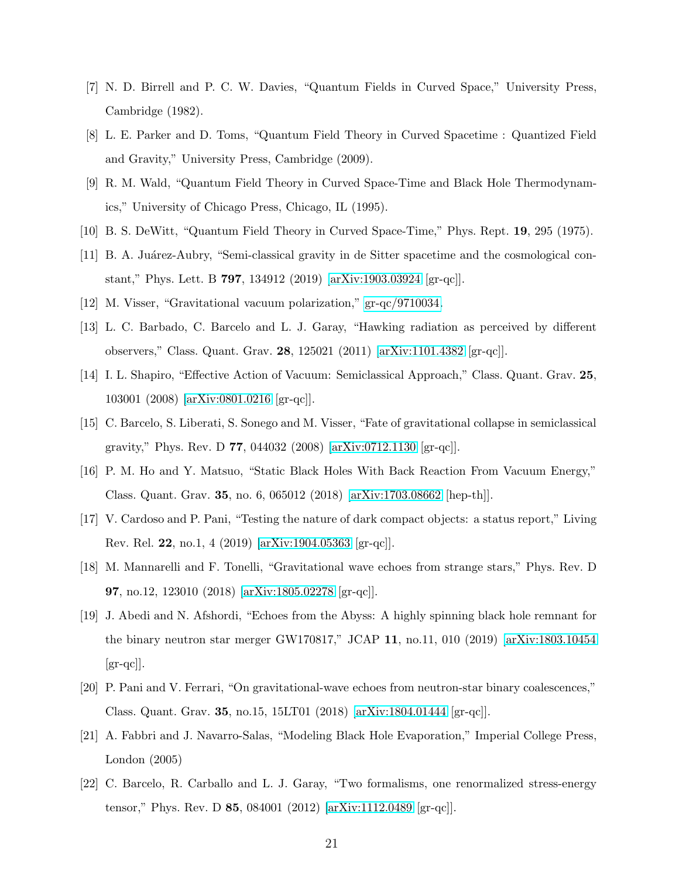[7] N. D. Birrell and P. C. W. Davies, "Quantum Fields in Curved Space," University Press, Cambridge (1982).

[8] L. E. Parker and D. Toms, "Quantum Field Theory in Curved Spacetime : Quantized Field and Gravity," University Press, Cambridge (2009).

[9] R. M. Wald, "Quantum Field Theory in Curved Space-Time and Black Hole Thermodynamics," University of Chicago Press, Chicago, IL (1995).

[10] B. S. DeWitt, "Quantum Field Theory in Curved Space-Time," Phys. Rept. **19**, 295 (1975).

[11] B. A. Juárez-Aubry, "Semi-classical gravity in de Sitter spacetime and the cosmological constant," Phys. Lett. B **797**, 134912 (2019) [arXiv:1903.03924 [gr-qc]].

[12] M. Visser, "Gravitational vacuum polarization," gr-qc/9710034.

[13] L. C. Barbado, C. Barcelo and L. J. Garay, "Hawking radiation as perceived by different observers," Class. Quant. Grav. **28**, 125021 (2011) [arXiv:1101.4382 [gr-qc]].

[14] I. L. Shapiro, "Effective Action of Vacuum: Semiclassical Approach," Class. Quant. Grav. **25**, 103001 (2008) [arXiv:0801.0216 [gr-qc]].

[15] C. Barcelo, S. Liberati, S. Sonego and M. Visser, "Fate of gravitational collapse in semiclassical gravity," Phys. Rev. D **77**, 044032 (2008) [arXiv:0712.1130 [gr-qc]].

[16] P. M. Ho and Y. Matsuo, "Static Black Holes With Back Reaction From Vacuum Energy," Class. Quant. Grav. **35**, no. 6, 065012 (2018) [arXiv:1703.08662 [hep-th]].

[17] V. Cardoso and P. Pani, "Testing the nature of dark compact objects: a status report," Living Rev. Rel. **22**, no.1, 4 (2019) [arXiv:1904.05363 [gr-qc]].

[18] M. Mannarelli and F. Tonelli, "Gravitational wave echoes from strange stars," Phys. Rev. D **97**, no.12, 123010 (2018) [arXiv:1805.02278 [gr-qc]].

[19] J. Abedi and N. Afshordi, "Echoes from the Abyss: A highly spinning black hole remnant for the binary neutron star merger GW170817," JCAP **11**, no.11, 010 (2019) [arXiv:1803.10454 [gr-qc]].

[20] P. Pani and V. Ferrari, "On gravitational-wave echoes from neutron-star binary coalescences," Class. Quant. Grav. **35**, no.15, 15LT01 (2018) [arXiv:1804.01444 [gr-qc]].

[21] A. Fabbri and J. Navarro-Salas, "Modeling Black Hole Evaporation," Imperial College Press, London (2005)

[22] C. Barcelo, R. Carballo and L. J. Garay, "Two formalisms, one renormalized stress-energy tensor," Phys. Rev. D **85**, 084001 (2012) [arXiv:1112.0489 [gr-qc]].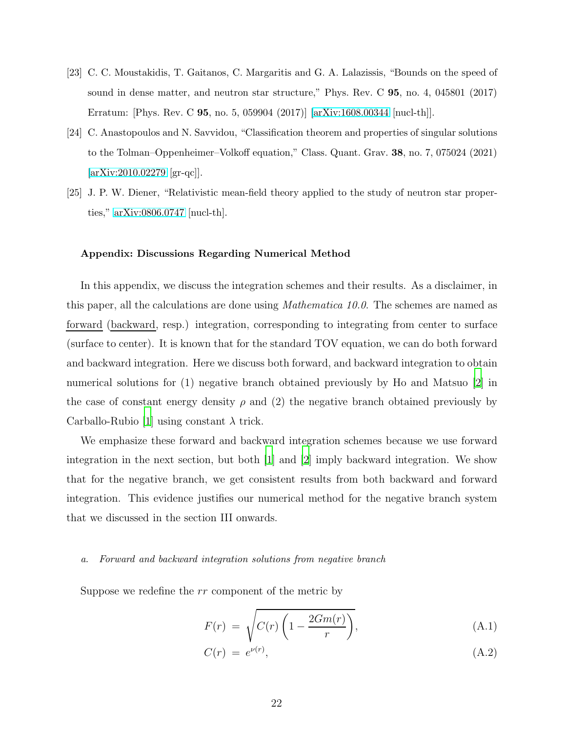[23] C. C. Moustakidis, T. Gaitanos, C. Margaritis and G. A. Lalazissis, "Bounds on the speed of sound in dense matter, and neutron star structure," Phys. Rev. C **95**, no. 4, 045801 (2017) Erratum: [Phys. Rev. C **95**, no. 5, 059904 (2017)] [arXiv:1608.00344 [nucl-th]].

[24] C. Anastopoulos and N. Savvidou, "Classification theorem and properties of singular solutions to the Tolman–Oppenheimer–Volkoff equation," Class. Quant. Grav. **38**, no. 7, 075024 (2021) [arXiv:2010.02279 [gr-qc]].

[25] J. P. W. Diener, "Relativistic mean-field theory applied to the study of neutron star properties," arXiv:0806.0747 [nucl-th].

**Appendix: Discussions Regarding Numerical Method**

In this appendix, we discuss the integration schemes and their results. As a disclaimer, in this paper, all the calculations are done using *Mathematica 10.0*. The schemes are named as forward (backward, resp.) integration, corresponding to integrating from center to surface (surface to center). It is known that for the standard TOV equation, we can do both forward and backward integration. Here we discuss both forward, and backward integration to obtain numerical solutions for (1) negative branch obtained previously by Ho and Matsuo [2] in the case of constant energy density $\rho$ and (2) the negative branch obtained previously by Carballo-Rubio [1] using constant $\lambda$ trick.

We emphasize these forward and backward integration schemes because we use forward integration in the next section, but both [1] and [2] imply backward integration. We show that for the negative branch, we get consistent results from both backward and forward integration. This evidence justifies our numerical method for the negative branch system that we discussed in the section III onwards.

*a. Forward and backward integration solutions from negative branch*

Suppose we redefine the $rr$ component of the metric by

$$F(r) \;=\; \sqrt{C(r)\left(1 - \frac{2Gm(r)}{r}\right)}, \tag{A.1}$$

$$C(r) \;=\; e^{\nu(r)}, \tag{A.2}$$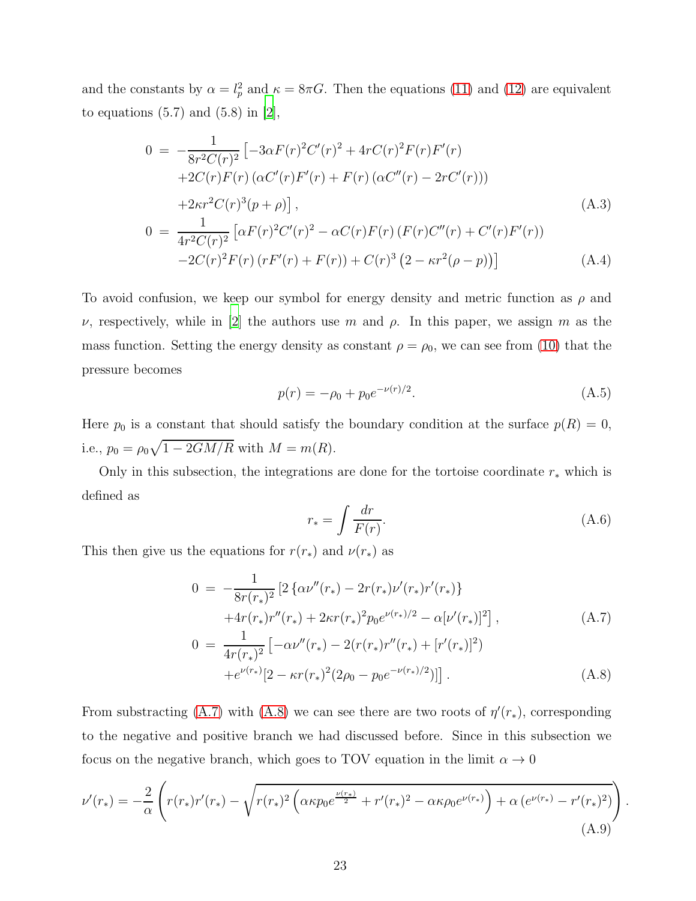and the constants by $\alpha = l_p^2$ and $\kappa = 8\pi G$. Then the equations (11) and (12) are equivalent to equations (5.7) and (5.8) in [2],

$$
\begin{aligned}
0 \;=\; & -\frac{1}{8r^2C(r)^2}\left[-3\alpha F(r)^2C'(r)^2 + 4rC(r)^2F(r)F'(r)\right. \\
& +2C(r)F(r)\left(\alpha C'(r)F'(r) + F(r)\left(\alpha C''(r) - 2rC'(r)\right)\right) \\
& \left. +2\kappa r^2 C(r)^3(p+\rho)\right], \qquad \text{(A.3)} \\
0 \;=\; & \frac{1}{4r^2C(r)^2}\left[\alpha F(r)^2C'(r)^2 - \alpha C(r)F(r)\left(F(r)C''(r) + C'(r)F'(r)\right)\right. \\
& \left. -2C(r)^2F(r)\left(rF'(r) + F(r)\right) + C(r)^3\left(2 - \kappa r^2(\rho - p)\right)\right] \qquad \text{(A.4)}
\end{aligned}
$$

To avoid confusion, we keep our symbol for energy density and metric function as $\rho$ and $\nu$, respectively, while in [2] the authors use $m$ and $\rho$. In this paper, we assign $m$ as the mass function. Setting the energy density as constant $\rho = \rho_0$, we can see from (10) that the pressure becomes

$$
p(r) = -\rho_0 + p_0 e^{-\nu(r)/2}. \qquad \text{(A.5)}
$$

Here $p_0$ is a constant that should satisfy the boundary condition at the surface $p(R) = 0$, i.e., $p_0 = \rho_0\sqrt{1 - 2GM/R}$ with $M = m(R)$.

Only in this subsection, the integrations are done for the tortoise coordinate $r_*$ which is defined as

$$
r_* = \int \frac{dr}{F(r)}. \qquad \text{(A.6)}
$$

This then give us the equations for $r(r_*)$ and $\nu(r_*)$ as

$$
\begin{aligned}
0 \;=\; & -\frac{1}{8r(r_*)^2}\left[2\left\{\alpha\nu''(r_*) - 2r(r_*)\nu'(r_*)r'(r_*)\right\}\right. \\
& \left. +4r(r_*)r''(r_*) + 2\kappa r(r_*)^2 p_0 e^{\nu(r_*)/2} - \alpha[\nu'(r_*)]^2\right], \qquad \text{(A.7)} \\
0 \;=\; & \frac{1}{4r(r_*)^2}\left[-\alpha\nu''(r_*) - 2(r(r_*)r''(r_*) + [r'(r_*)]^2)\right. \\
& \left. +e^{\nu(r_*)}[2 - \kappa r(r_*)^2(2\rho_0 - p_0e^{-\nu(r_*)/2})]\right]. \qquad \text{(A.8)}
\end{aligned}
$$

From substracting (A.7) with (A.8) we can see there are two roots of $\eta'(r_*)$, corresponding to the negative and positive branch we had discussed before. Since in this subsection we focus on the negative branch, which goes to TOV equation in the limit $\alpha \to 0$

$$
\nu'(r_*) = -\frac{2}{\alpha}\left(r(r_*)r'(r_*) - \sqrt{r(r_*)^2\left(\alpha\kappa p_0 e^{\frac{\nu(r_*)}{2}} + r'(r_*)^2 - \alpha\kappa\rho_0 e^{\nu(r_*)}\right) + \alpha\left(e^{\nu(r_*)} - r'(r_*)^2\right)}\right). \qquad \text{(A.9)}
$$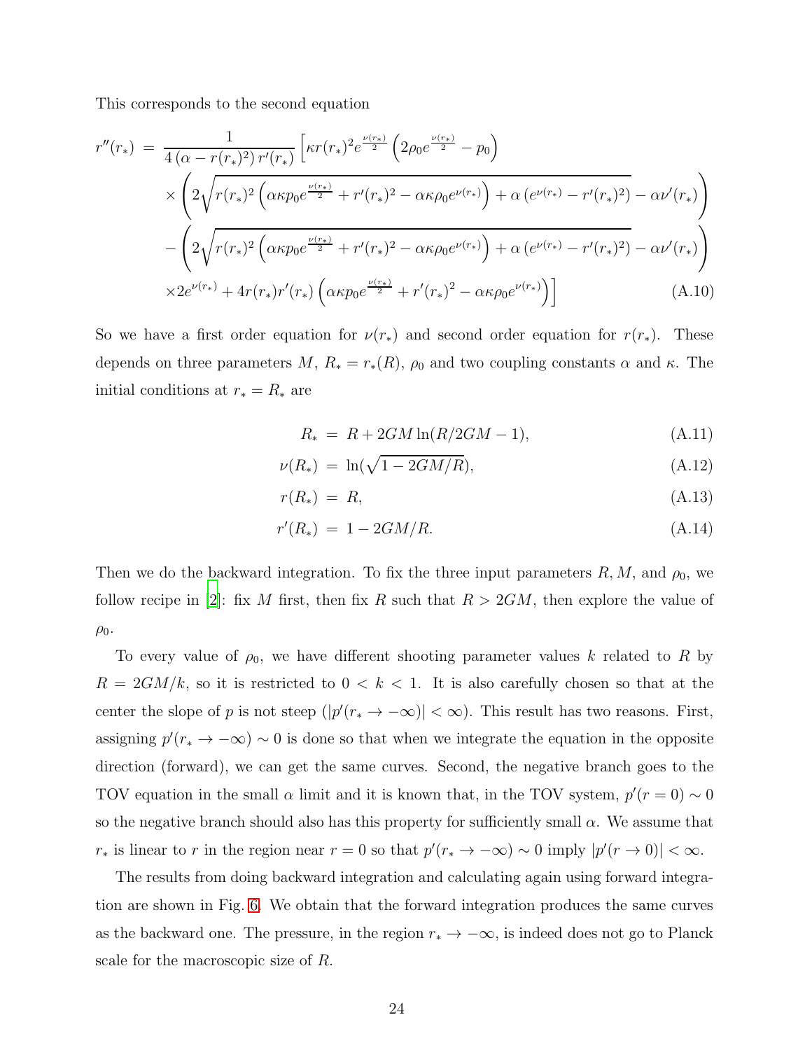This corresponds to the second equation

$$
\begin{aligned}
r''(r_*) \;=\; & \frac{1}{4\left(\alpha - r(r_*)^2\right) r'(r_*)} \Bigg[\kappa r(r_*)^2 e^{\frac{\nu(r_*)}{2}} \left(2\rho_0 e^{\frac{\nu(r_*)}{2}} - p_0\right) \\
& \times \left(2\sqrt{r(r_*)^2\left(\alpha\kappa p_0 e^{\frac{\nu(r_*)}{2}} + r'(r_*)^2 - \alpha\kappa\rho_0 e^{\nu(r_*)}\right) + \alpha\left(e^{\nu(r_*)} - r'(r_*)^2\right)} - \alpha\nu'(r_*)\right) \\
& - \left(2\sqrt{r(r_*)^2\left(\alpha\kappa p_0 e^{\frac{\nu(r_*)}{2}} + r'(r_*)^2 - \alpha\kappa\rho_0 e^{\nu(r_*)}\right) + \alpha\left(e^{\nu(r_*)} - r'(r_*)^2\right)} - \alpha\nu'(r_*)\right) \\
& \times 2e^{\nu(r_*)} + 4r(r_*)r'(r_*)\left(\alpha\kappa p_0 e^{\frac{\nu(r_*)}{2}} + r'(r_*)^2 - \alpha\kappa\rho_0 e^{\nu(r_*)}\right)\Bigg] \qquad \text{(A.10)}
\end{aligned}
$$

So we have a first order equation for $\nu(r_*)$ and second order equation for $r(r_*)$. These depends on three parameters $M$, $R_* = r_*(R)$, $\rho_0$ and two coupling constants $\alpha$ and $\kappa$. The initial conditions at $r_* = R_*$ are

$$
R_* \;=\; R + 2GM\ln(R/2GM - 1), \qquad \text{(A.11)}
$$

$$
\nu(R_*) \;=\; \ln(\sqrt{1 - 2GM/R}), \qquad \text{(A.12)}
$$

$$
r(R_*) \;=\; R, \qquad \text{(A.13)}
$$

$$
r'(R_*) \;=\; 1 - 2GM/R. \qquad \text{(A.14)}
$$

Then we do the backward integration. To fix the three input parameters $R, M$, and $\rho_0$, we follow recipe in [2]: fix $M$ first, then fix $R$ such that $R > 2GM$, then explore the value of $\rho_0$.

To every value of $\rho_0$, we have different shooting parameter values $k$ related to $R$ by $R = 2GM/k$, so it is restricted to $0 < k < 1$. It is also carefully chosen so that at the center the slope of $p$ is not steep ($|p'(r_* \to -\infty)| < \infty$). This result has two reasons. First, assigning $p'(r_* \to -\infty) \sim 0$ is done so that when we integrate the equation in the opposite direction (forward), we can get the same curves. Second, the negative branch goes to the TOV equation in the small $\alpha$ limit and it is known that, in the TOV system, $p'(r = 0) \sim 0$ so the negative branch should also has this property for sufficiently small $\alpha$. We assume that $r_*$ is linear to $r$ in the region near $r = 0$ so that $p'(r_* \to -\infty) \sim 0$ imply $|p'(r \to 0)| < \infty$.

The results from doing backward integration and calculating again using forward integration are shown in Fig. 6. We obtain that the forward integration produces the same curves as the backward one. The pressure, in the region $r_* \to -\infty$, is indeed does not go to Planck scale for the macroscopic size of $R$.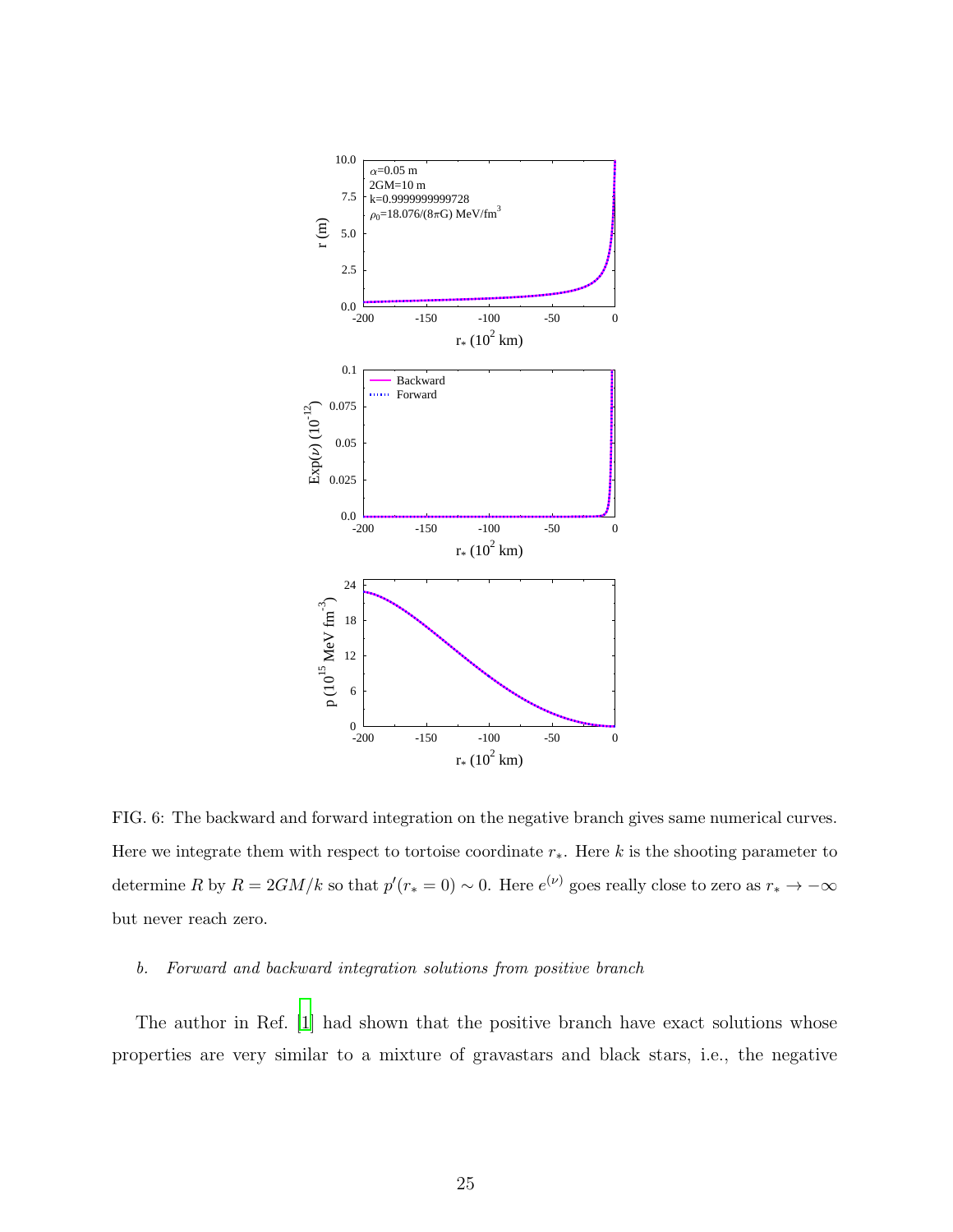FIG. 6: The backward and forward integration on the negative branch gives same numerical curves. Here we integrate them with respect to tortoise coordinate $r_*$. Here $k$ is the shooting parameter to determine $R$ by $R = 2GM/k$ so that $p'(r_* = 0) \sim 0$. Here $e^{(\nu)}$ goes really close to zero as $r_* \to -\infty$ but never reach zero.

*b. Forward and backward integration solutions from positive branch*

The author in Ref. [1] had shown that the positive branch have exact solutions whose properties are very similar to a mixture of gravastars and black stars, i.e., the negative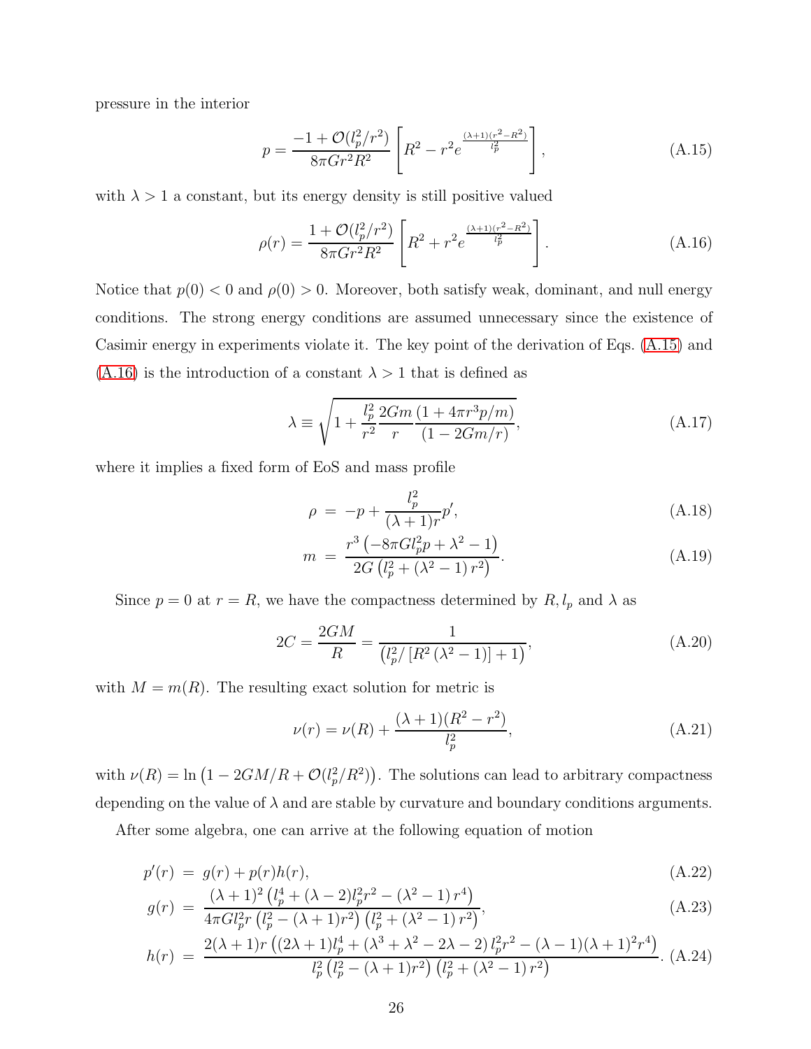pressure in the interior

$$p = \frac{-1 + \mathcal{O}(l_p^2/r^2)}{8\pi G r^2 R^2}\left[R^2 - r^2 e^{\frac{(\lambda+1)(r^2-R^2)}{l_p^2}}\right], \tag{A.15}$$

with $\lambda > 1$ a constant, but its energy density is still positive valued

$$\rho(r) = \frac{1 + \mathcal{O}(l_p^2/r^2)}{8\pi G r^2 R^2}\left[R^2 + r^2 e^{\frac{(\lambda+1)(r^2-R^2)}{l_p^2}}\right]. \tag{A.16}$$

Notice that $p(0) < 0$ and $\rho(0) > 0$. Moreover, both satisfy weak, dominant, and null energy conditions. The strong energy conditions are assumed unnecessary since the existence of Casimir energy in experiments violate it. The key point of the derivation of Eqs. (A.15) and (A.16) is the introduction of a constant $\lambda > 1$ that is defined as

$$\lambda \equiv \sqrt{1 + \frac{l_p^2}{r^2}\frac{2Gm}{r}\frac{(1 + 4\pi r^3 p/m)}{(1 - 2Gm/r)}}, \tag{A.17}$$

where it implies a fixed form of EoS and mass profile

$$\rho = -p + \frac{l_p^2}{(\lambda+1)r}p', \tag{A.18}$$

$$m = \frac{r^3\left(-8\pi G l_p^2 p + \lambda^2 - 1\right)}{2G\left(l_p^2 + (\lambda^2-1)r^2\right)}. \tag{A.19}$$

Since $p = 0$ at $r = R$, we have the compactness determined by $R, l_p$ and $\lambda$ as

$$2C = \frac{2GM}{R} = \frac{1}{\left(l_p^2/\left[R^2(\lambda^2-1)\right] + 1\right)}, \tag{A.20}$$

with $M = m(R)$. The resulting exact solution for metric is

$$\nu(r) = \nu(R) + \frac{(\lambda+1)(R^2-r^2)}{l_p^2}, \tag{A.21}$$

with $\nu(R) = \ln\left(1 - 2GM/R + \mathcal{O}(l_p^2/R^2)\right)$. The solutions can lead to arbitrary compactness depending on the value of $\lambda$ and are stable by curvature and boundary conditions arguments.

After some algebra, one can arrive at the following equation of motion

$$p'(r) = g(r) + p(r)h(r), \tag{A.22}$$

$$g(r) = \frac{(\lambda+1)^2\left(l_p^4 + (\lambda-2)l_p^2 r^2 - (\lambda^2-1)r^4\right)}{4\pi G l_p^2 r\left(l_p^2 - (\lambda+1)r^2\right)\left(l_p^2 + (\lambda^2-1)r^2\right)}, \tag{A.23}$$

$$h(r) = \frac{2(\lambda+1)r\left((2\lambda+1)l_p^4 + (\lambda^3+\lambda^2-2\lambda-2)l_p^2 r^2 - (\lambda-1)(\lambda+1)^2 r^4\right)}{l_p^2\left(l_p^2 - (\lambda+1)r^2\right)\left(l_p^2 + (\lambda^2-1)r^2\right)}. \tag{A.24}$$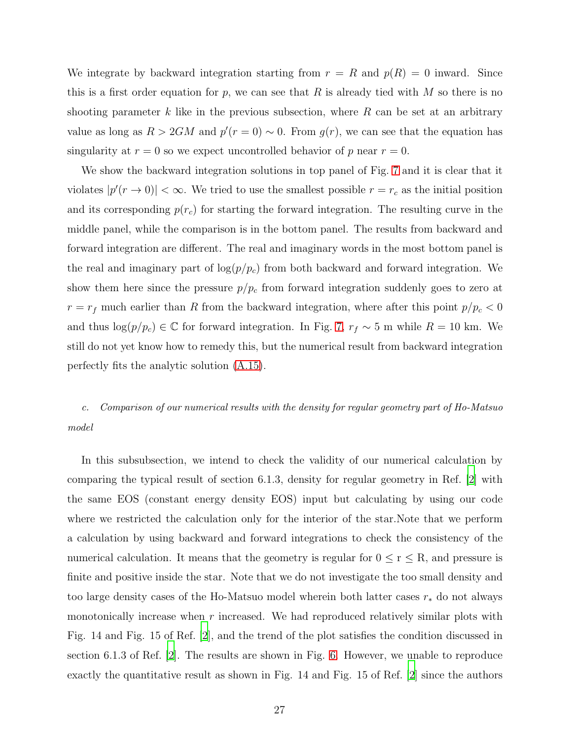We integrate by backward integration starting from $r = R$ and $p(R) = 0$ inward. Since this is a first order equation for $p$, we can see that $R$ is already tied with $M$ so there is no shooting parameter $k$ like in the previous subsection, where $R$ can be set at an arbitrary value as long as $R > 2GM$ and $p'(r = 0) \sim 0$. From $g(r)$, we can see that the equation has singularity at $r = 0$ so we expect uncontrolled behavior of $p$ near $r = 0$.

We show the backward integration solutions in top panel of Fig. 7 and it is clear that it violates $|p'(r \to 0)| < \infty$. We tried to use the smallest possible $r = r_c$ as the initial position and its corresponding $p(r_c)$ for starting the forward integration. The resulting curve in the middle panel, while the comparison is in the bottom panel. The results from backward and forward integration are different. The real and imaginary words in the most bottom panel is the real and imaginary part of $\log(p/p_c)$ from both backward and forward integration. We show them here since the pressure $p/p_c$ from forward integration suddenly goes to zero at $r = r_f$ much earlier than $R$ from the backward integration, where after this point $p/p_c < 0$ and thus $\log(p/p_c) \in \mathbb{C}$ for forward integration. In Fig. 7, $r_f \sim 5$ m while $R = 10$ km. We still do not yet know how to remedy this, but the numerical result from backward integration perfectly fits the analytic solution (A.15).

*c. Comparison of our numerical results with the density for regular geometry part of Ho-Matsuo model*

In this subsubsection, we intend to check the validity of our numerical calculation by comparing the typical result of section 6.1.3, density for regular geometry in Ref. [2] with the same EOS (constant energy density EOS) input but calculating by using our code where we restricted the calculation only for the interior of the star.Note that we perform a calculation by using backward and forward integrations to check the consistency of the numerical calculation. It means that the geometry is regular for 0 ≤ r ≤ R, and pressure is finite and positive inside the star. Note that we do not investigate the too small density and too large density cases of the Ho-Matsuo model wherein both latter cases $r_*$ do not always monotonically increase when $r$ increased. We had reproduced relatively similar plots with Fig. 14 and Fig. 15 of Ref. [2], and the trend of the plot satisfies the condition discussed in section 6.1.3 of Ref. [2]. The results are shown in Fig. 6. However, we unable to reproduce exactly the quantitative result as shown in Fig. 14 and Fig. 15 of Ref. [2] since the authors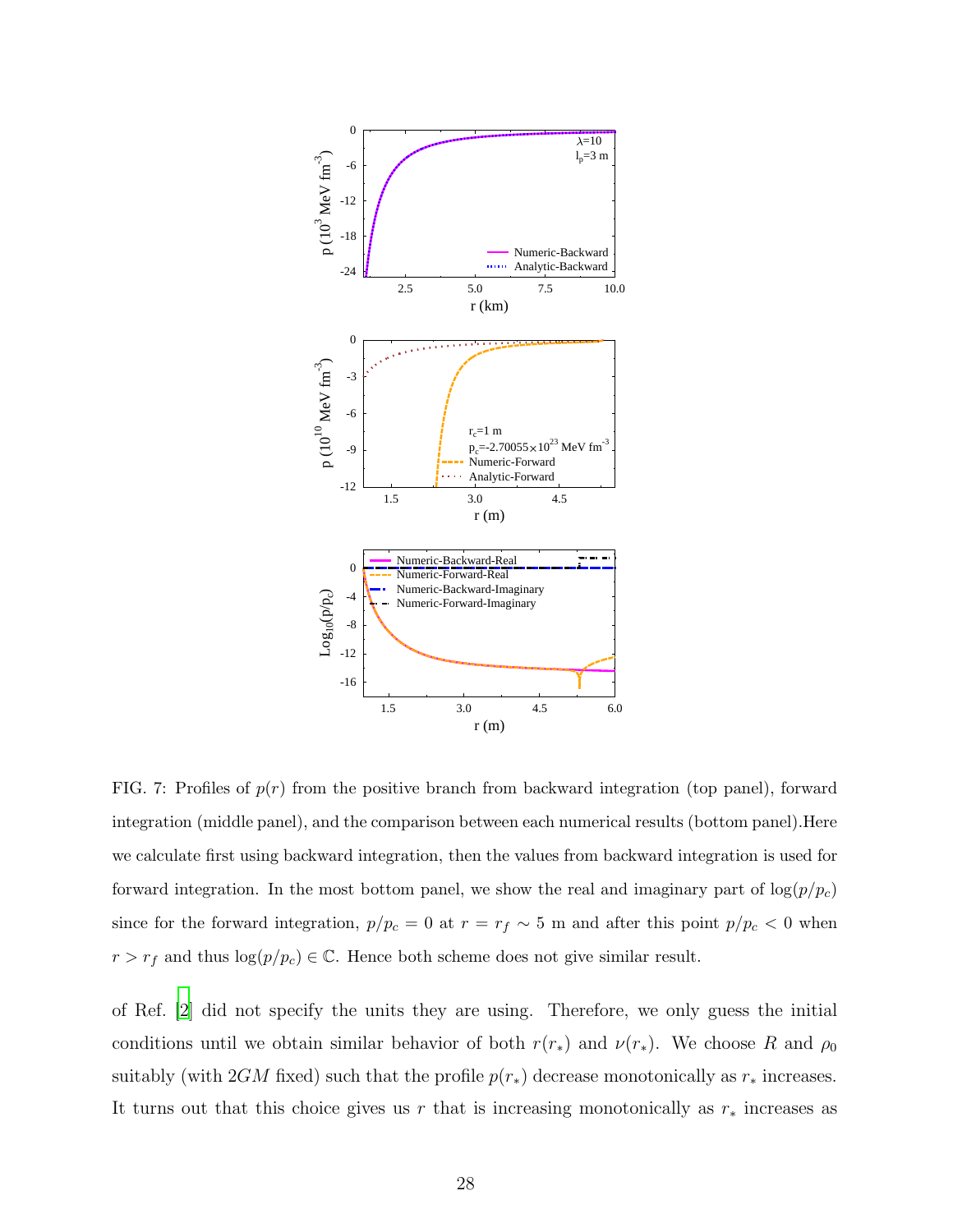FIG. 7: Profiles of $p(r)$ from the positive branch from backward integration (top panel), forward integration (middle panel), and the comparison between each numerical results (bottom panel).Here we calculate first using backward integration, then the values from backward integration is used for forward integration. In the most bottom panel, we show the real and imaginary part of $\log(p/p_c)$ since for the forward integration, $p/p_c = 0$ at $r = r_f \sim 5$ m and after this point $p/p_c < 0$ when $r > r_f$ and thus $\log(p/p_c) \in \mathbb{C}$. Hence both scheme does not give similar result.

of Ref. [2] did not specify the units they are using. Therefore, we only guess the initial conditions until we obtain similar behavior of both $r(r_*)$ and $\nu(r_*)$. We choose $R$ and $\rho_0$ suitably (with $2GM$ fixed) such that the profile $p(r_*)$ decrease monotonically as $r_*$ increases. It turns out that this choice gives us $r$ that is increasing monotonically as $r_*$ increases as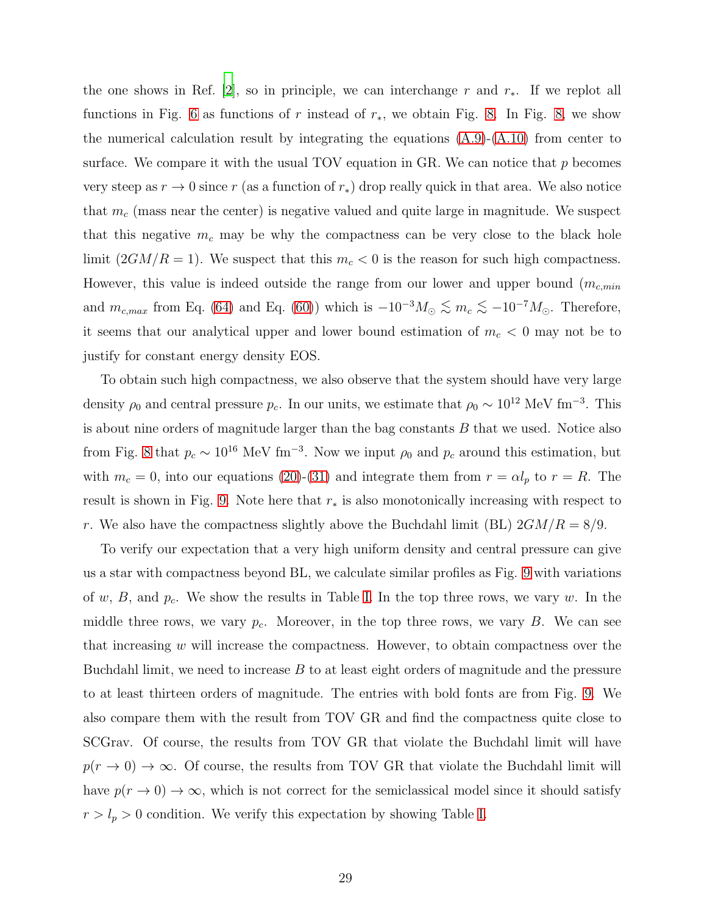the one shows in Ref. [2], so in principle, we can interchange $r$ and $r_*$. If we replot all functions in Fig. 6 as functions of $r$ instead of $r_*$, we obtain Fig. 8. In Fig. 8, we show the numerical calculation result by integrating the equations (A.9)-(A.10) from center to surface. We compare it with the usual TOV equation in GR. We can notice that $p$ becomes very steep as $r \to 0$ since $r$ (as a function of $r_*$) drop really quick in that area. We also notice that $m_c$ (mass near the center) is negative valued and quite large in magnitude. We suspect that this negative $m_c$ may be why the compactness can be very close to the black hole limit ($2GM/R = 1$). We suspect that this $m_c < 0$ is the reason for such high compactness. However, this value is indeed outside the range from our lower and upper bound ($m_{c,min}$ and $m_{c,max}$ from Eq. (64) and Eq. (60)) which is $-10^{-3}M_\odot \lesssim m_c \lesssim -10^{-7}M_\odot$. Therefore, it seems that our analytical upper and lower bound estimation of $m_c < 0$ may not be to justify for constant energy density EOS.

To obtain such high compactness, we also observe that the system should have very large density $\rho_0$ and central pressure $p_c$. In our units, we estimate that $\rho_0 \sim 10^{12}$ MeV fm$^{-3}$. This is about nine orders of magnitude larger than the bag constants $B$ that we used. Notice also from Fig. 8 that $p_c \sim 10^{16}$ MeV fm$^{-3}$. Now we input $\rho_0$ and $p_c$ around this estimation, but with $m_c = 0$, into our equations (20)-(31) and integrate them from $r = \alpha l_p$ to $r = R$. The result is shown in Fig. 9. Note here that $r_*$ is also monotonically increasing with respect to $r$. We also have the compactness slightly above the Buchdahl limit (BL) $2GM/R = 8/9$.

To verify our expectation that a very high uniform density and central pressure can give us a star with compactness beyond BL, we calculate similar profiles as Fig. 9 with variations of $w$, $B$, and $p_c$. We show the results in Table I. In the top three rows, we vary $w$. In the middle three rows, we vary $p_c$. Moreover, in the top three rows, we vary $B$. We can see that increasing $w$ will increase the compactness. However, to obtain compactness over the Buchdahl limit, we need to increase $B$ to at least eight orders of magnitude and the pressure to at least thirteen orders of magnitude. The entries with bold fonts are from Fig. 9. We also compare them with the result from TOV GR and find the compactness quite close to SCGrav. Of course, the results from TOV GR that violate the Buchdahl limit will have $p(r \to 0) \to \infty$. Of course, the results from TOV GR that violate the Buchdahl limit will have $p(r \to 0) \to \infty$, which is not correct for the semiclassical model since it should satisfy $r > l_p > 0$ condition. We verify this expectation by showing Table I.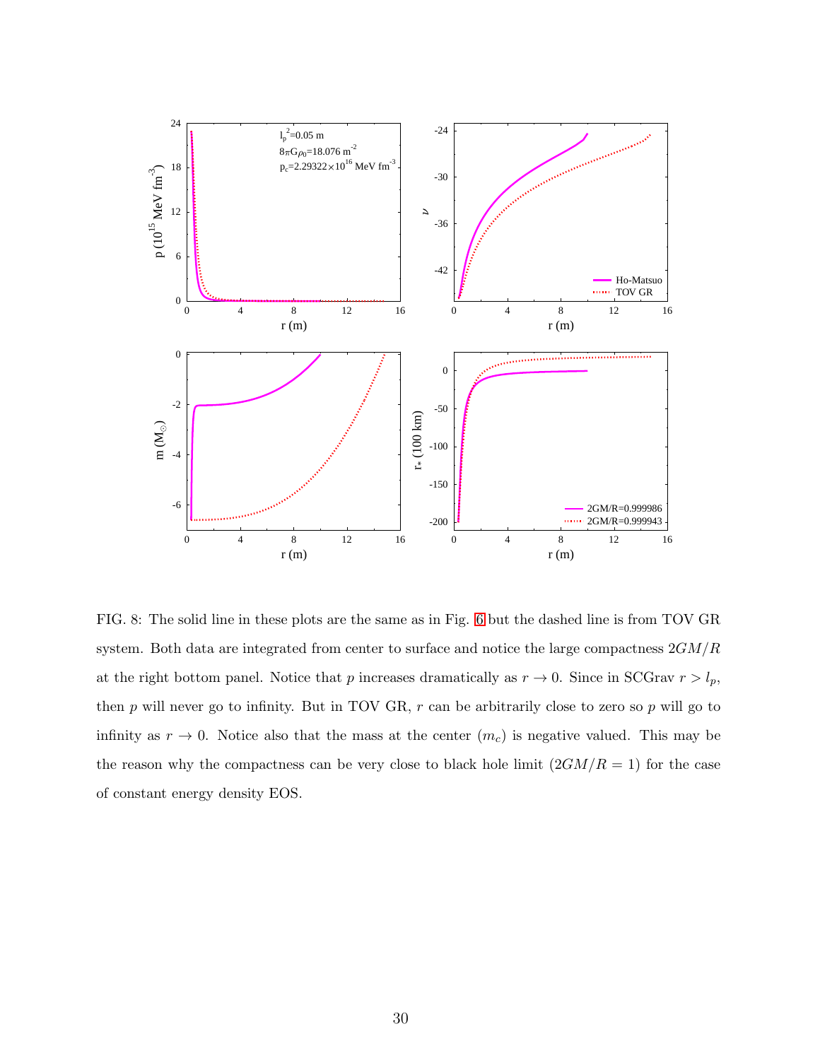FIG. 8: The solid line in these plots are the same as in Fig. 6 but the dashed line is from TOV GR system. Both data are integrated from center to surface and notice the large compactness $2GM/R$ at the right bottom panel. Notice that $p$ increases dramatically as $r \to 0$. Since in SCGrav $r > l_p$, then $p$ will never go to infinity. But in TOV GR, $r$ can be arbitrarily close to zero so $p$ will go to infinity as $r \to 0$. Notice also that the mass at the center ($m_c$) is negative valued. This may be the reason why the compactness can be very close to black hole limit ($2GM/R = 1$) for the case of constant energy density EOS.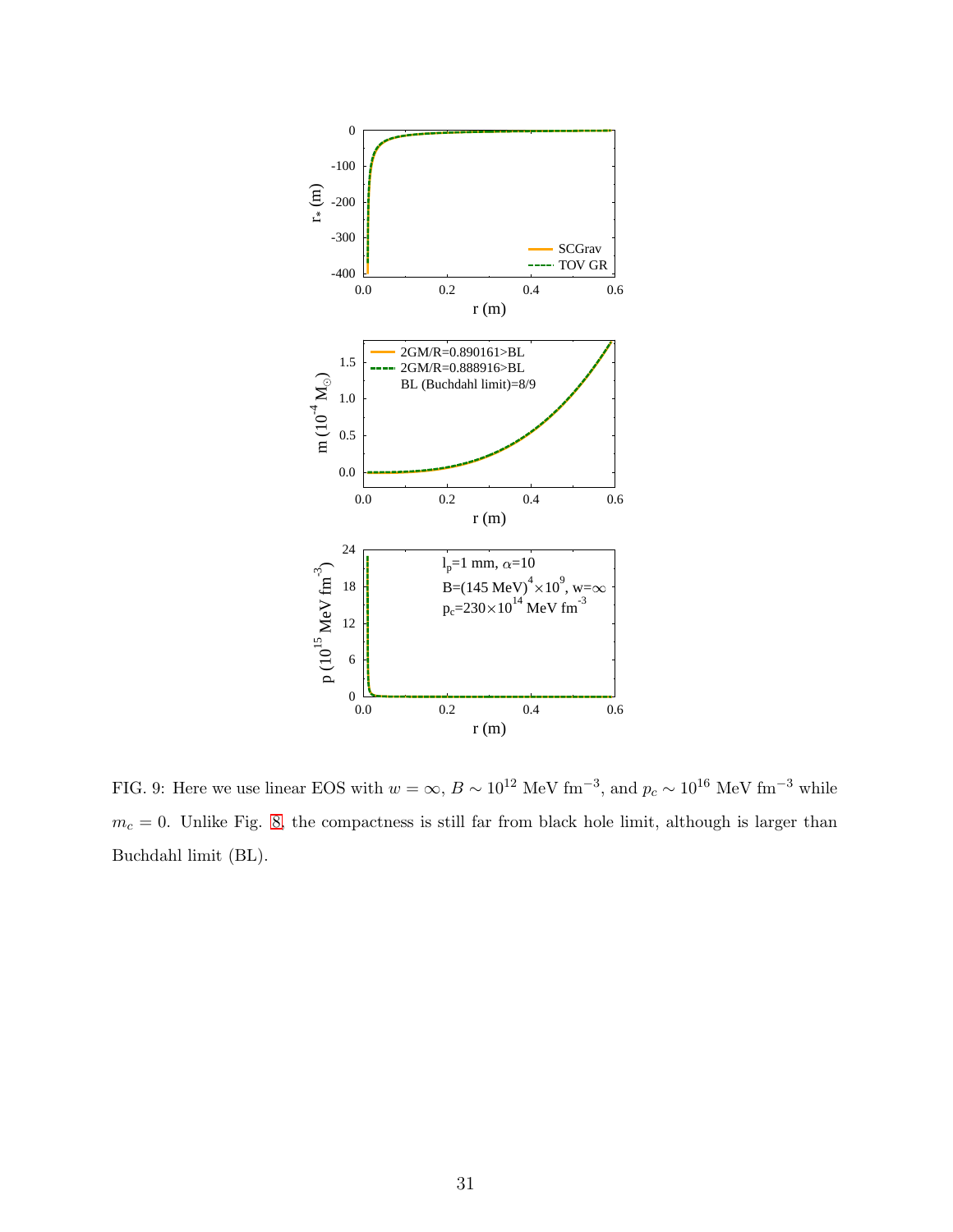FIG. 9: Here we use linear EOS with $w = \infty$, $B \sim 10^{12}$ MeV fm$^{-3}$, and $p_c \sim 10^{16}$ MeV fm$^{-3}$ while $m_c = 0$. Unlike Fig. 8, the compactness is still far from black hole limit, although is larger than Buchdahl limit (BL).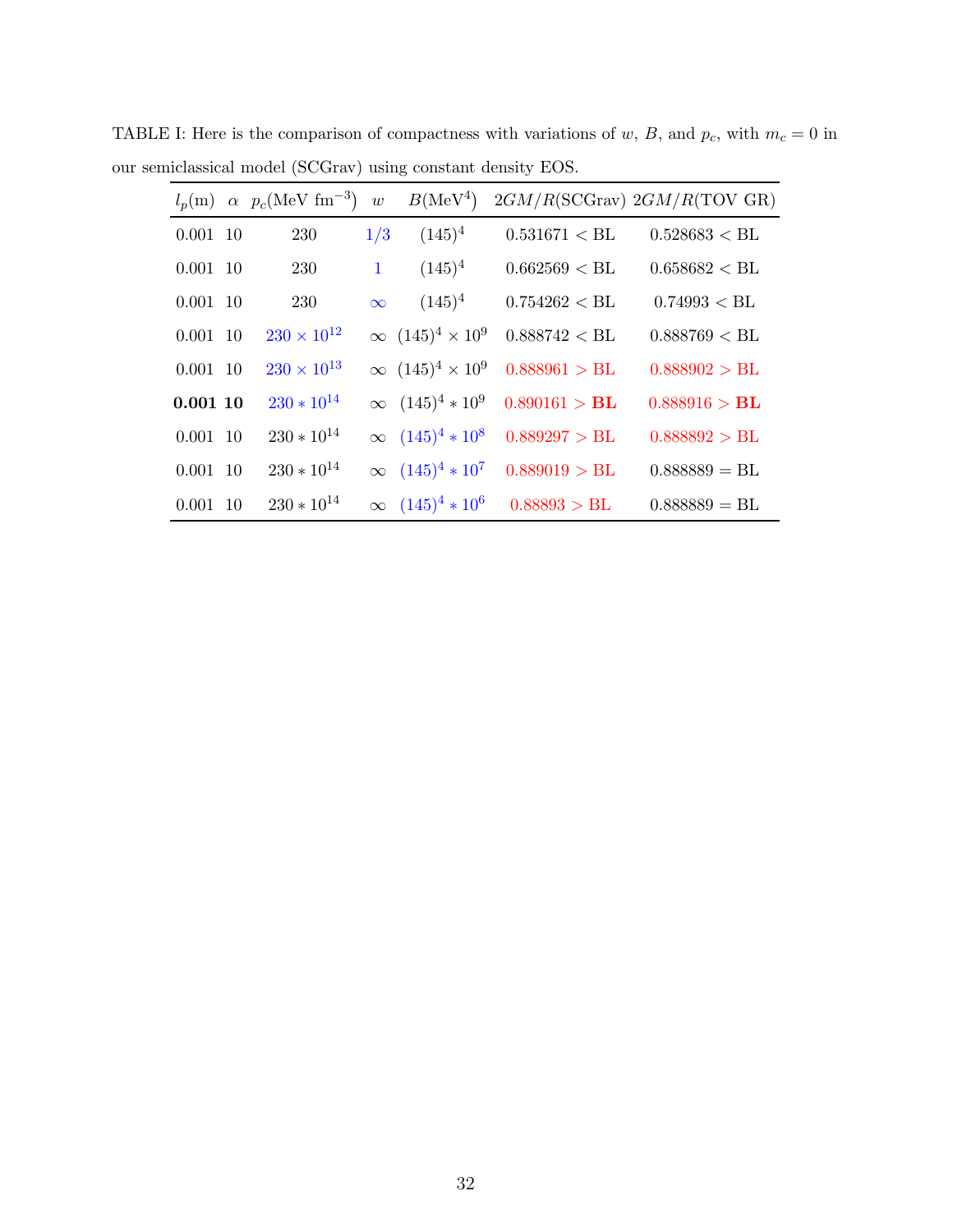TABLE I: Here is the comparison of compactness with variations of $w$, $B$, and $p_c$, with $m_c = 0$ in our semiclassical model (SCGrav) using constant density EOS.

| $l_p$(m) | $\alpha$ | $p_c$(MeV fm$^{-3}$) | $w$ | $B$(MeV$^4$) | $2GM/R$(SCGrav) | $2GM/R$(TOV GR) |
|---|---|---|---|---|---|---|
| 0.001 | 10 | 230 | $1/3$ | $(145)^4$ | $0.531671 <$ BL | $0.528683 <$ BL |
| 0.001 | 10 | 230 | $1$ | $(145)^4$ | $0.662569 <$ BL | $0.658682 <$ BL |
| 0.001 | 10 | 230 | $\infty$ | $(145)^4$ | $0.754262 <$ BL | $0.74993 <$ BL |
| 0.001 | 10 | $230 \times 10^{12}$ | $\infty$ | $(145)^4 \times 10^9$ | $0.888742 <$ BL | $0.888769 <$ BL |
| 0.001 | 10 | $230 \times 10^{13}$ | $\infty$ | $(145)^4 \times 10^9$ | $0.888961 >$ BL | $0.888902 >$ BL |
| **0.001** | **10** | $230 * 10^{14}$ | $\infty$ | $(145)^4 * 10^9$ | $0.890161 >$ **BL** | $0.888916 >$ **BL** |
| 0.001 | 10 | $230 * 10^{14}$ | $\infty$ | $(145)^4 * 10^8$ | $0.889297 >$ BL | $0.888892 >$ BL |
| 0.001 | 10 | $230 * 10^{14}$ | $\infty$ | $(145)^4 * 10^7$ | $0.889019 >$ BL | $0.888889 =$ BL |
| 0.001 | 10 | $230 * 10^{14}$ | $\infty$ | $(145)^4 * 10^6$ | $0.88893 >$ BL | $0.888889 =$ BL |